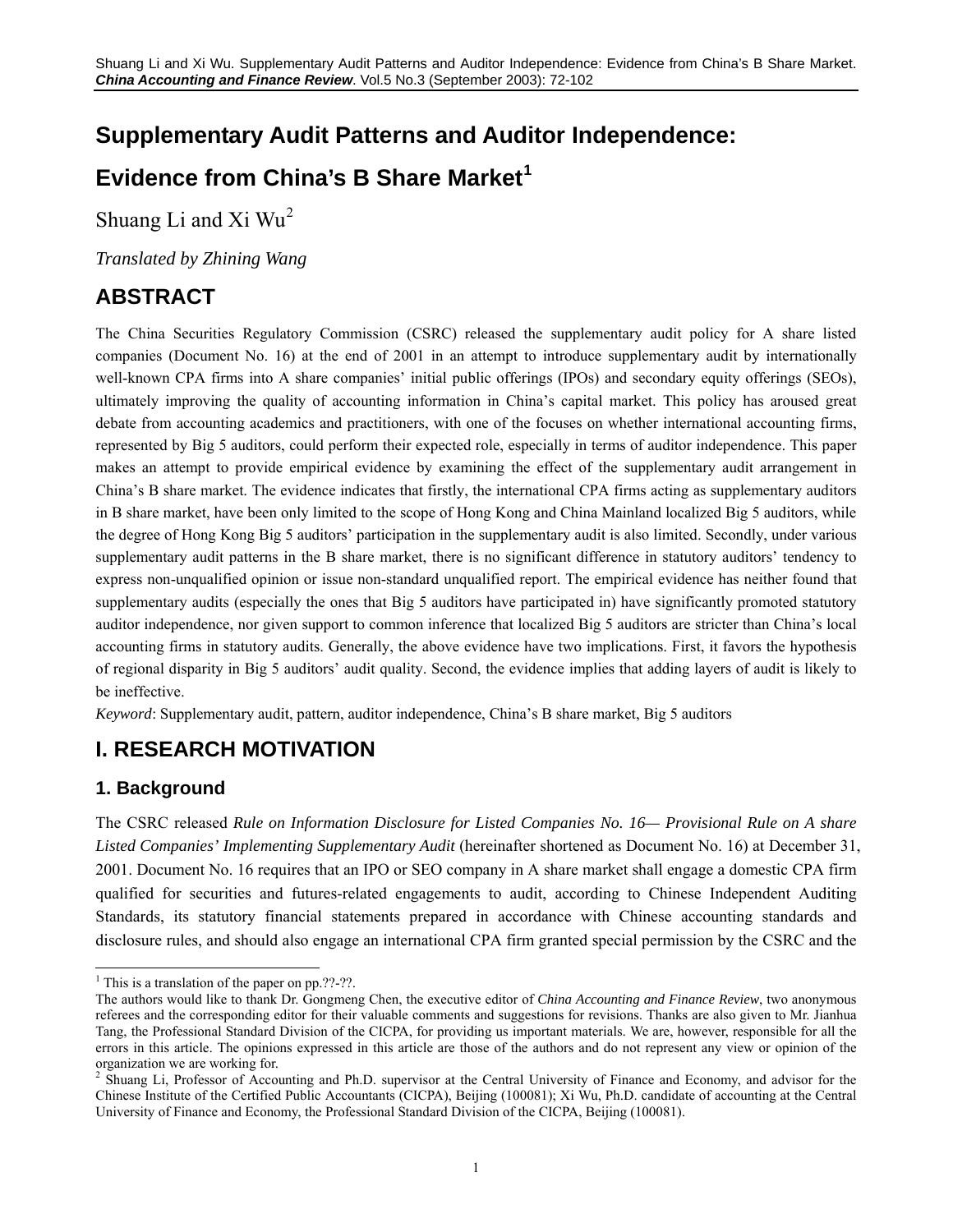# Supplementary Audit Patterns and Auditor Independence: Evidence from China's B Share Market[1]

Shuang Li and Xi Wu[2]

*Translated by Zhining Wang*

## ABSTRACT

The China Securities Regulatory Commission (CSRC) released the supplementary audit policy for A share listed companies (Document No. 16) at the end of 2001 in an attempt to introduce supplementary audit by internationally well-known CPA firms into A share companies' initial public offerings (IPOs) and secondary equity offerings (SEOs), ultimately improving the quality of accounting information in China's capital market. This policy has aroused great debate from accounting academics and practitioners, with one of the focuses on whether international accounting firms, represented by Big 5 auditors, could perform their expected role, especially in terms of auditor independence. This paper makes an attempt to provide empirical evidence by examining the effect of the supplementary audit arrangement in China's B share market. The evidence indicates that firstly, the international CPA firms acting as supplementary auditors in B share market, have been only limited to the scope of Hong Kong and China Mainland localized Big 5 auditors, while the degree of Hong Kong Big 5 auditors' participation in the supplementary audit is also limited. Secondly, under various supplementary audit patterns in the B share market, there is no significant difference in statutory auditors' tendency to express non-unqualified opinion or issue non-standard unqualified report. The empirical evidence has neither found that supplementary audits (especially the ones that Big 5 auditors have participated in) have significantly promoted statutory auditor independence, nor given support to common inference that localized Big 5 auditors are stricter than China's local accounting firms in statutory audits. Generally, the above evidence have two implications. First, it favors the hypothesis of regional disparity in Big 5 auditors' audit quality. Second, the evidence implies that adding layers of audit is likely to be ineffective.

*Keyword*: Supplementary audit, pattern, auditor independence, China's B share market, Big 5 auditors

## I. RESEARCH MOTIVATION

### 1. Background

The CSRC released *Rule on Information Disclosure for Listed Companies No. 16— Provisional Rule on A share Listed Companies' Implementing Supplementary Audit* (hereinafter shortened as Document No. 16) at December 31, 2001. Document No. 16 requires that an IPO or SEO company in A share market shall engage a domestic CPA firm qualified for securities and futures-related engagements to audit, according to Chinese Independent Auditing Standards, its statutory financial statements prepared in accordance with Chinese accounting standards and disclosure rules, and should also engage an international CPA firm granted special permission by the CSRC and the

---

[1] This is a translation of the paper on pp.??-??.

The authors would like to thank Dr. Gongmeng Chen, the executive editor of *China Accounting and Finance Review*, two anonymous referees and the corresponding editor for their valuable comments and suggestions for revisions. Thanks are also given to Mr. Jianhua Tang, the Professional Standard Division of the CICPA, for providing us important materials. We are, however, responsible for all the errors in this article. The opinions expressed in this article are those of the authors and do not represent any view or opinion of the organization we are working for.

[2] Shuang Li, Professor of Accounting and Ph.D. supervisor at the Central University of Finance and Economy, and advisor for the Chinese Institute of the Certified Public Accountants (CICPA), Beijing (100081); Xi Wu, Ph.D. candidate of accounting at the Central University of Finance and Economy, the Professional Standard Division of the CICPA, Beijing (100081).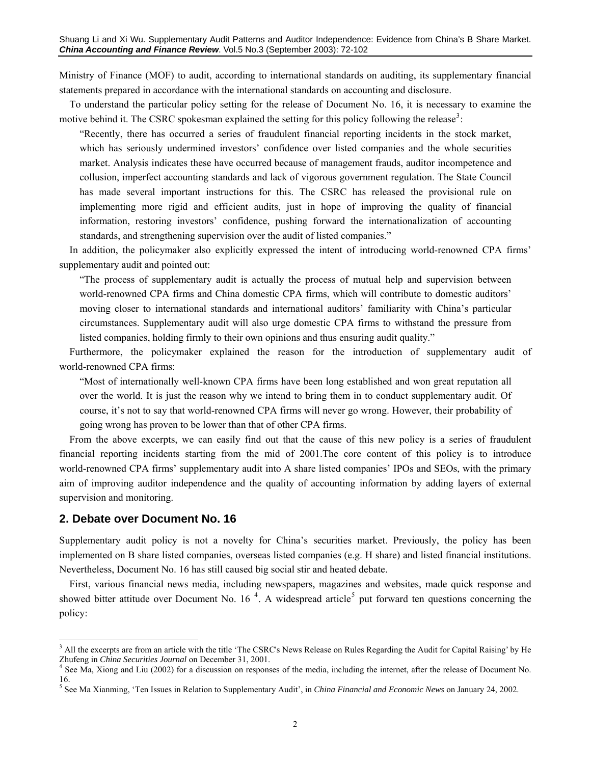Ministry of Finance (MOF) to audit, according to international standards on auditing, its supplementary financial statements prepared in accordance with the international standards on accounting and disclosure.

To understand the particular policy setting for the release of Document No. 16, it is necessary to examine the motive behind it. The CSRC spokesman explained the setting for this policy following the release[3]:

> "Recently, there has occurred a series of fraudulent financial reporting incidents in the stock market, which has seriously undermined investors' confidence over listed companies and the whole securities market. Analysis indicates these have occurred because of management frauds, auditor incompetence and collusion, imperfect accounting standards and lack of vigorous government regulation. The State Council has made several important instructions for this. The CSRC has released the provisional rule on implementing more rigid and efficient audits, just in hope of improving the quality of financial information, restoring investors' confidence, pushing forward the internationalization of accounting standards, and strengthening supervision over the audit of listed companies."

In addition, the policymaker also explicitly expressed the intent of introducing world-renowned CPA firms' supplementary audit and pointed out:

> "The process of supplementary audit is actually the process of mutual help and supervision between world-renowned CPA firms and China domestic CPA firms, which will contribute to domestic auditors' moving closer to international standards and international auditors' familiarity with China's particular circumstances. Supplementary audit will also urge domestic CPA firms to withstand the pressure from listed companies, holding firmly to their own opinions and thus ensuring audit quality."

Furthermore, the policymaker explained the reason for the introduction of supplementary audit of world-renowned CPA firms:

> "Most of internationally well-known CPA firms have been long established and won great reputation all over the world. It is just the reason why we intend to bring them in to conduct supplementary audit. Of course, it's not to say that world-renowned CPA firms will never go wrong. However, their probability of going wrong has proven to be lower than that of other CPA firms.

From the above excerpts, we can easily find out that the cause of this new policy is a series of fraudulent financial reporting incidents starting from the mid of 2001.The core content of this policy is to introduce world-renowned CPA firms' supplementary audit into A share listed companies' IPOs and SEOs, with the primary aim of improving auditor independence and the quality of accounting information by adding layers of external supervision and monitoring.

## 2. Debate over Document No. 16

Supplementary audit policy is not a novelty for China's securities market. Previously, the policy has been implemented on B share listed companies, overseas listed companies (e.g. H share) and listed financial institutions. Nevertheless, Document No. 16 has still caused big social stir and heated debate.

First, various financial news media, including newspapers, magazines and websites, made quick response and showed bitter attitude over Document No. 16 [4]. A widespread article[5] put forward ten questions concerning the policy:

---

[3] All the excerpts are from an article with the title 'The CSRC's News Release on Rules Regarding the Audit for Capital Raising' by He Zhufeng in *China Securities Journal* on December 31, 2001.

[4] See Ma, Xiong and Liu (2002) for a discussion on responses of the media, including the internet, after the release of Document No. 16.

[5] See Ma Xianming, 'Ten Issues in Relation to Supplementary Audit', in *China Financial and Economic News* on January 24, 2002.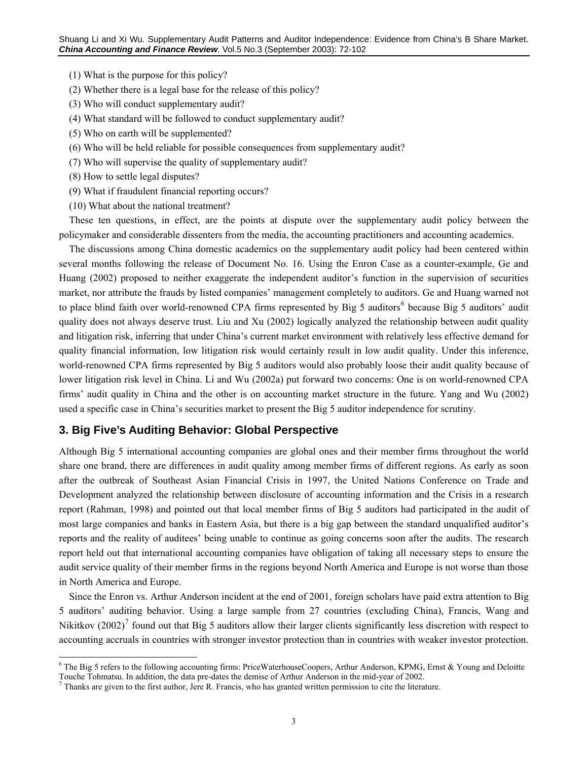(1) What is the purpose for this policy?

(2) Whether there is a legal base for the release of this policy?

(3) Who will conduct supplementary audit?

(4) What standard will be followed to conduct supplementary audit?

(5) Who on earth will be supplemented?

(6) Who will be held reliable for possible consequences from supplementary audit?

(7) Who will supervise the quality of supplementary audit?

(8) How to settle legal disputes?

(9) What if fraudulent financial reporting occurs?

(10) What about the national treatment?

These ten questions, in effect, are the points at dispute over the supplementary audit policy between the policymaker and considerable dissenters from the media, the accounting practitioners and accounting academics.

The discussions among China domestic academics on the supplementary audit policy had been centered within several months following the release of Document No. 16. Using the Enron Case as a counter-example, Ge and Huang (2002) proposed to neither exaggerate the independent auditor's function in the supervision of securities market, nor attribute the frauds by listed companies' management completely to auditors. Ge and Huang warned not to place blind faith over world-renowned CPA firms represented by Big 5 auditors[6] because Big 5 auditors' audit quality does not always deserve trust. Liu and Xu (2002) logically analyzed the relationship between audit quality and litigation risk, inferring that under China's current market environment with relatively less effective demand for quality financial information, low litigation risk would certainly result in low audit quality. Under this inference, world-renowned CPA firms represented by Big 5 auditors would also probably loose their audit quality because of lower litigation risk level in China. Li and Wu (2002a) put forward two concerns: One is on world-renowned CPA firms' audit quality in China and the other is on accounting market structure in the future. Yang and Wu (2002) used a specific case in China's securities market to present the Big 5 auditor independence for scrutiny.

## 3. Big Five's Auditing Behavior: Global Perspective

Although Big 5 international accounting companies are global ones and their member firms throughout the world share one brand, there are differences in audit quality among member firms of different regions. As early as soon after the outbreak of Southeast Asian Financial Crisis in 1997, the United Nations Conference on Trade and Development analyzed the relationship between disclosure of accounting information and the Crisis in a research report (Rahman, 1998) and pointed out that local member firms of Big 5 auditors had participated in the audit of most large companies and banks in Eastern Asia, but there is a big gap between the standard unqualified auditor's reports and the reality of auditees' being unable to continue as going concerns soon after the audits. The research report held out that international accounting companies have obligation of taking all necessary steps to ensure the audit service quality of their member firms in the regions beyond North America and Europe is not worse than those in North America and Europe.

Since the Enron vs. Arthur Anderson incident at the end of 2001, foreign scholars have paid extra attention to Big 5 auditors' auditing behavior. Using a large sample from 27 countries (excluding China), Francis, Wang and Nikitkov (2002)[7] found out that Big 5 auditors allow their larger clients significantly less discretion with respect to accounting accruals in countries with stronger investor protection than in countries with weaker investor protection.

---

[6] The Big 5 refers to the following accounting firms: PriceWaterhouseCoopers, Arthur Anderson, KPMG, Ernst & Young and Deloitte Touche Tohmatsu. In addition, the data pre-dates the demise of Arthur Anderson in the mid-year of 2002.

[7] Thanks are given to the first author, Jere R. Francis, who has granted written permission to cite the literature.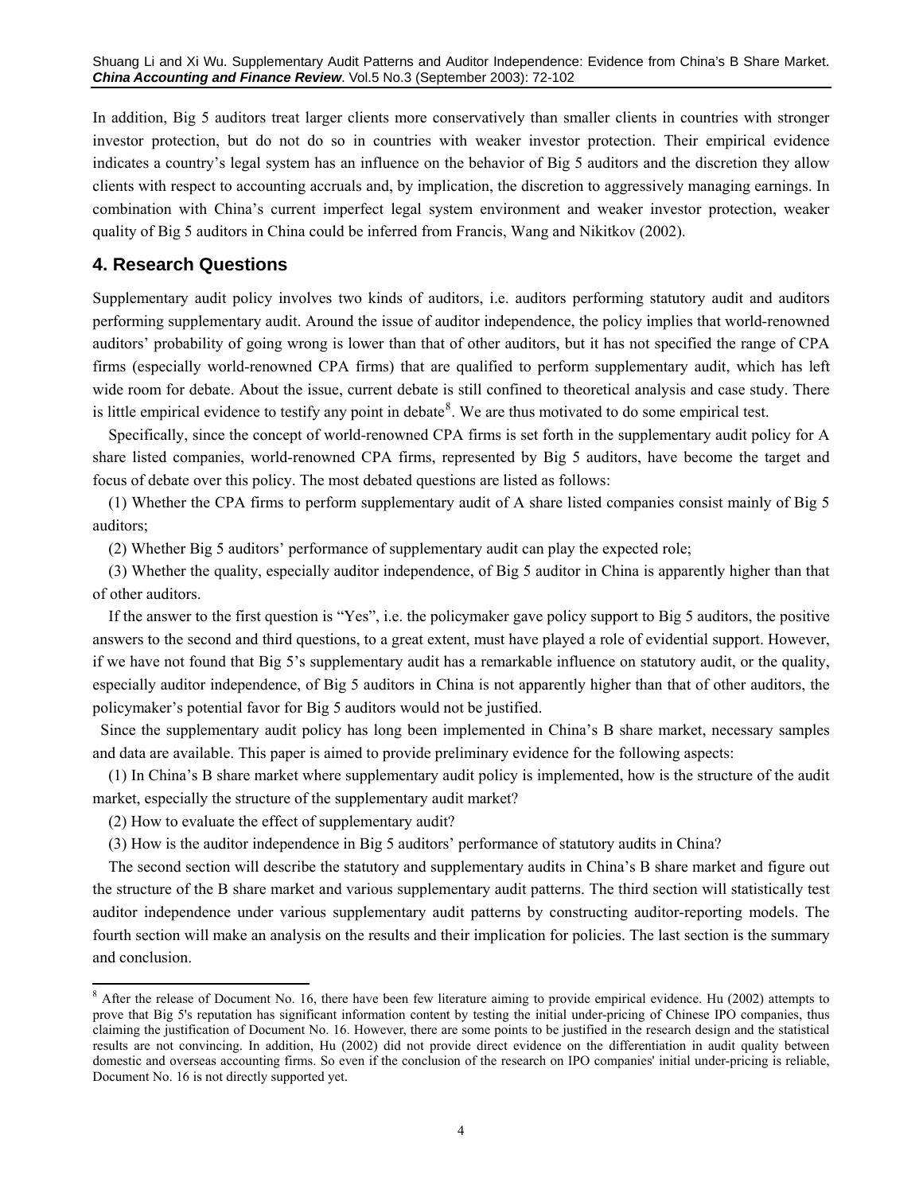In addition, Big 5 auditors treat larger clients more conservatively than smaller clients in countries with stronger investor protection, but do not do so in countries with weaker investor protection. Their empirical evidence indicates a country's legal system has an influence on the behavior of Big 5 auditors and the discretion they allow clients with respect to accounting accruals and, by implication, the discretion to aggressively managing earnings. In combination with China's current imperfect legal system environment and weaker investor protection, weaker quality of Big 5 auditors in China could be inferred from Francis, Wang and Nikitkov (2002).

## 4. Research Questions

Supplementary audit policy involves two kinds of auditors, i.e. auditors performing statutory audit and auditors performing supplementary audit. Around the issue of auditor independence, the policy implies that world-renowned auditors' probability of going wrong is lower than that of other auditors, but it has not specified the range of CPA firms (especially world-renowned CPA firms) that are qualified to perform supplementary audit, which has left wide room for debate. About the issue, current debate is still confined to theoretical analysis and case study. There is little empirical evidence to testify any point in debate[8]. We are thus motivated to do some empirical test.

Specifically, since the concept of world-renowned CPA firms is set forth in the supplementary audit policy for A share listed companies, world-renowned CPA firms, represented by Big 5 auditors, have become the target and focus of debate over this policy. The most debated questions are listed as follows:

(1) Whether the CPA firms to perform supplementary audit of A share listed companies consist mainly of Big 5 auditors;

(2) Whether Big 5 auditors' performance of supplementary audit can play the expected role;

(3) Whether the quality, especially auditor independence, of Big 5 auditor in China is apparently higher than that of other auditors.

If the answer to the first question is "Yes", i.e. the policymaker gave policy support to Big 5 auditors, the positive answers to the second and third questions, to a great extent, must have played a role of evidential support. However, if we have not found that Big 5's supplementary audit has a remarkable influence on statutory audit, or the quality, especially auditor independence, of Big 5 auditors in China is not apparently higher than that of other auditors, the policymaker's potential favor for Big 5 auditors would not be justified.

Since the supplementary audit policy has long been implemented in China's B share market, necessary samples and data are available. This paper is aimed to provide preliminary evidence for the following aspects:

(1) In China's B share market where supplementary audit policy is implemented, how is the structure of the audit market, especially the structure of the supplementary audit market?

(2) How to evaluate the effect of supplementary audit?

(3) How is the auditor independence in Big 5 auditors' performance of statutory audits in China?

The second section will describe the statutory and supplementary audits in China's B share market and figure out the structure of the B share market and various supplementary audit patterns. The third section will statistically test auditor independence under various supplementary audit patterns by constructing auditor-reporting models. The fourth section will make an analysis on the results and their implication for policies. The last section is the summary and conclusion.

---

[8] After the release of Document No. 16, there have been few literature aiming to provide empirical evidence. Hu (2002) attempts to prove that Big 5's reputation has significant information content by testing the initial under-pricing of Chinese IPO companies, thus claiming the justification of Document No. 16. However, there are some points to be justified in the research design and the statistical results are not convincing. In addition, Hu (2002) did not provide direct evidence on the differentiation in audit quality between domestic and overseas accounting firms. So even if the conclusion of the research on IPO companies' initial under-pricing is reliable, Document No. 16 is not directly supported yet.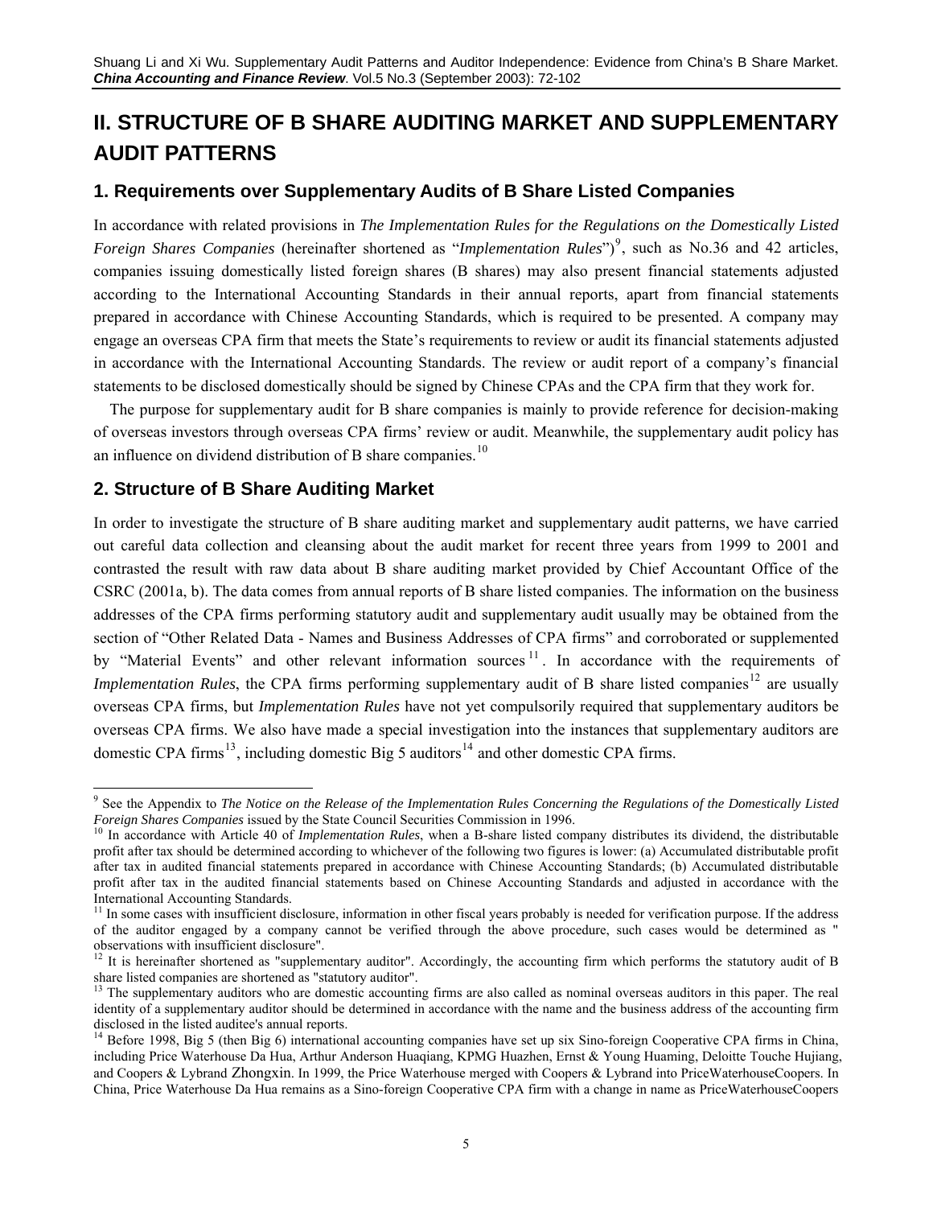# II. STRUCTURE OF B SHARE AUDITING MARKET AND SUPPLEMENTARY AUDIT PATTERNS

## 1. Requirements over Supplementary Audits of B Share Listed Companies

In accordance with related provisions in *The Implementation Rules for the Regulations on the Domestically Listed Foreign Shares Companies* (hereinafter shortened as "*Implementation Rules*")[9], such as No.36 and 42 articles, companies issuing domestically listed foreign shares (B shares) may also present financial statements adjusted according to the International Accounting Standards in their annual reports, apart from financial statements prepared in accordance with Chinese Accounting Standards, which is required to be presented. A company may engage an overseas CPA firm that meets the State's requirements to review or audit its financial statements adjusted in accordance with the International Accounting Standards. The review or audit report of a company's financial statements to be disclosed domestically should be signed by Chinese CPAs and the CPA firm that they work for.

The purpose for supplementary audit for B share companies is mainly to provide reference for decision-making of overseas investors through overseas CPA firms' review or audit. Meanwhile, the supplementary audit policy has an influence on dividend distribution of B share companies.[10]

## 2. Structure of B Share Auditing Market

In order to investigate the structure of B share auditing market and supplementary audit patterns, we have carried out careful data collection and cleansing about the audit market for recent three years from 1999 to 2001 and contrasted the result with raw data about B share auditing market provided by Chief Accountant Office of the CSRC (2001a, b). The data comes from annual reports of B share listed companies. The information on the business addresses of the CPA firms performing statutory audit and supplementary audit usually may be obtained from the section of "Other Related Data - Names and Business Addresses of CPA firms" and corroborated or supplemented by "Material Events" and other relevant information sources[11]. In accordance with the requirements of *Implementation Rules*, the CPA firms performing supplementary audit of B share listed companies[12] are usually overseas CPA firms, but *Implementation Rules* have not yet compulsorily required that supplementary auditors be overseas CPA firms. We also have made a special investigation into the instances that supplementary auditors are domestic CPA firms[13], including domestic Big 5 auditors[14] and other domestic CPA firms.

---

[9] See the Appendix to *The Notice on the Release of the Implementation Rules Concerning the Regulations of the Domestically Listed Foreign Shares Companies* issued by the State Council Securities Commission in 1996.

[10] In accordance with Article 40 of *Implementation Rules*, when a B-share listed company distributes its dividend, the distributable profit after tax should be determined according to whichever of the following two figures is lower: (a) Accumulated distributable profit after tax in audited financial statements prepared in accordance with Chinese Accounting Standards; (b) Accumulated distributable profit after tax in the audited financial statements based on Chinese Accounting Standards and adjusted in accordance with the International Accounting Standards.

[11] In some cases with insufficient disclosure, information in other fiscal years probably is needed for verification purpose. If the address of the auditor engaged by a company cannot be verified through the above procedure, such cases would be determined as "observations with insufficient disclosure".

[12] It is hereinafter shortened as "supplementary auditor". Accordingly, the accounting firm which performs the statutory audit of B share listed companies are shortened as "statutory auditor".

[13] The supplementary auditors who are domestic accounting firms are also called as nominal overseas auditors in this paper. The real identity of a supplementary auditor should be determined in accordance with the name and the business address of the accounting firm disclosed in the listed auditee's annual reports.

[14] Before 1998, Big 5 (then Big 6) international accounting companies have set up six Sino-foreign Cooperative CPA firms in China, including Price Waterhouse Da Hua, Arthur Anderson Huaqiang, KPMG Huazhen, Ernst & Young Huaming, Deloitte Touche Hujiang, and Coopers & Lybrand Zhongxin. In 1999, the Price Waterhouse merged with Coopers & Lybrand into PriceWaterhouseCoopers. In China, Price Waterhouse Da Hua remains as a Sino-foreign Cooperative CPA firm with a change in name as PriceWaterhouseCoopers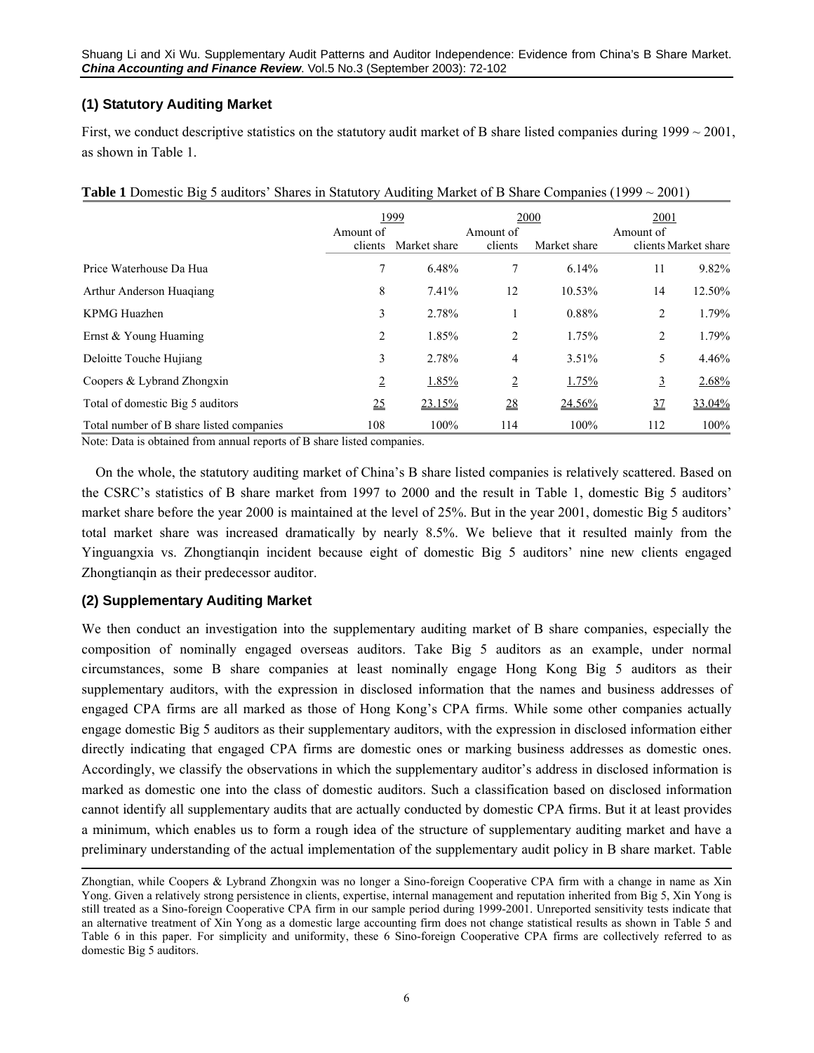### (1) Statutory Auditing Market

First, we conduct descriptive statistics on the statutory audit market of B share listed companies during 1999 ~ 2001, as shown in Table 1.

**Table 1** Domestic Big 5 auditors' Shares in Statutory Auditing Market of B Share Companies (1999 ~ 2001)

| | 1999 | | 2000 | | 2001 | |
|---|---|---|---|---|---|---|
| | Amount of clients | Market share | Amount of clients | Market share | Amount of clients | Market share |
| Price Waterhouse Da Hua | 7 | 6.48% | 7 | 6.14% | 11 | 9.82% |
| Arthur Anderson Huaqiang | 8 | 7.41% | 12 | 10.53% | 14 | 12.50% |
| KPMG Huazhen | 3 | 2.78% | 1 | 0.88% | 2 | 1.79% |
| Ernst & Young Huaming | 2 | 1.85% | 2 | 1.75% | 2 | 1.79% |
| Deloitte Touche Hujiang | 3 | 2.78% | 4 | 3.51% | 5 | 4.46% |
| Coopers & Lybrand Zhongxin | 2 | 1.85% | 2 | 1.75% | 3 | 2.68% |
| Total of domestic Big 5 auditors | 25 | 23.15% | 28 | 24.56% | 37 | 33.04% |
| Total number of B share listed companies | 108 | 100% | 114 | 100% | 112 | 100% |

Note: Data is obtained from annual reports of B share listed companies.

On the whole, the statutory auditing market of China's B share listed companies is relatively scattered. Based on the CSRC's statistics of B share market from 1997 to 2000 and the result in Table 1, domestic Big 5 auditors' market share before the year 2000 is maintained at the level of 25%. But in the year 2001, domestic Big 5 auditors' total market share was increased dramatically by nearly 8.5%. We believe that it resulted mainly from the Yinguangxia vs. Zhongtianqin incident because eight of domestic Big 5 auditors' nine new clients engaged Zhongtianqin as their predecessor auditor.

### (2) Supplementary Auditing Market

We then conduct an investigation into the supplementary auditing market of B share companies, especially the composition of nominally engaged overseas auditors. Take Big 5 auditors as an example, under normal circumstances, some B share companies at least nominally engage Hong Kong Big 5 auditors as their supplementary auditors, with the expression in disclosed information that the names and business addresses of engaged CPA firms are all marked as those of Hong Kong's CPA firms. While some other companies actually engage domestic Big 5 auditors as their supplementary auditors, with the expression in disclosed information either directly indicating that engaged CPA firms are domestic ones or marking business addresses as domestic ones. Accordingly, we classify the observations in which the supplementary auditor's address in disclosed information is marked as domestic one into the class of domestic auditors. Such a classification based on disclosed information cannot identify all supplementary audits that are actually conducted by domestic CPA firms. But it at least provides a minimum, which enables us to form a rough idea of the structure of supplementary auditing market and have a preliminary understanding of the actual implementation of the supplementary audit policy in B share market. Table

Zhongtian, while Coopers & Lybrand Zhongxin was no longer a Sino-foreign Cooperative CPA firm with a change in name as Xin Yong. Given a relatively strong persistence in clients, expertise, internal management and reputation inherited from Big 5, Xin Yong is still treated as a Sino-foreign Cooperative CPA firm in our sample period during 1999-2001. Unreported sensitivity tests indicate that an alternative treatment of Xin Yong as a domestic large accounting firm does not change statistical results as shown in Table 5 and Table 6 in this paper. For simplicity and uniformity, these 6 Sino-foreign Cooperative CPA firms are collectively referred to as domestic Big 5 auditors.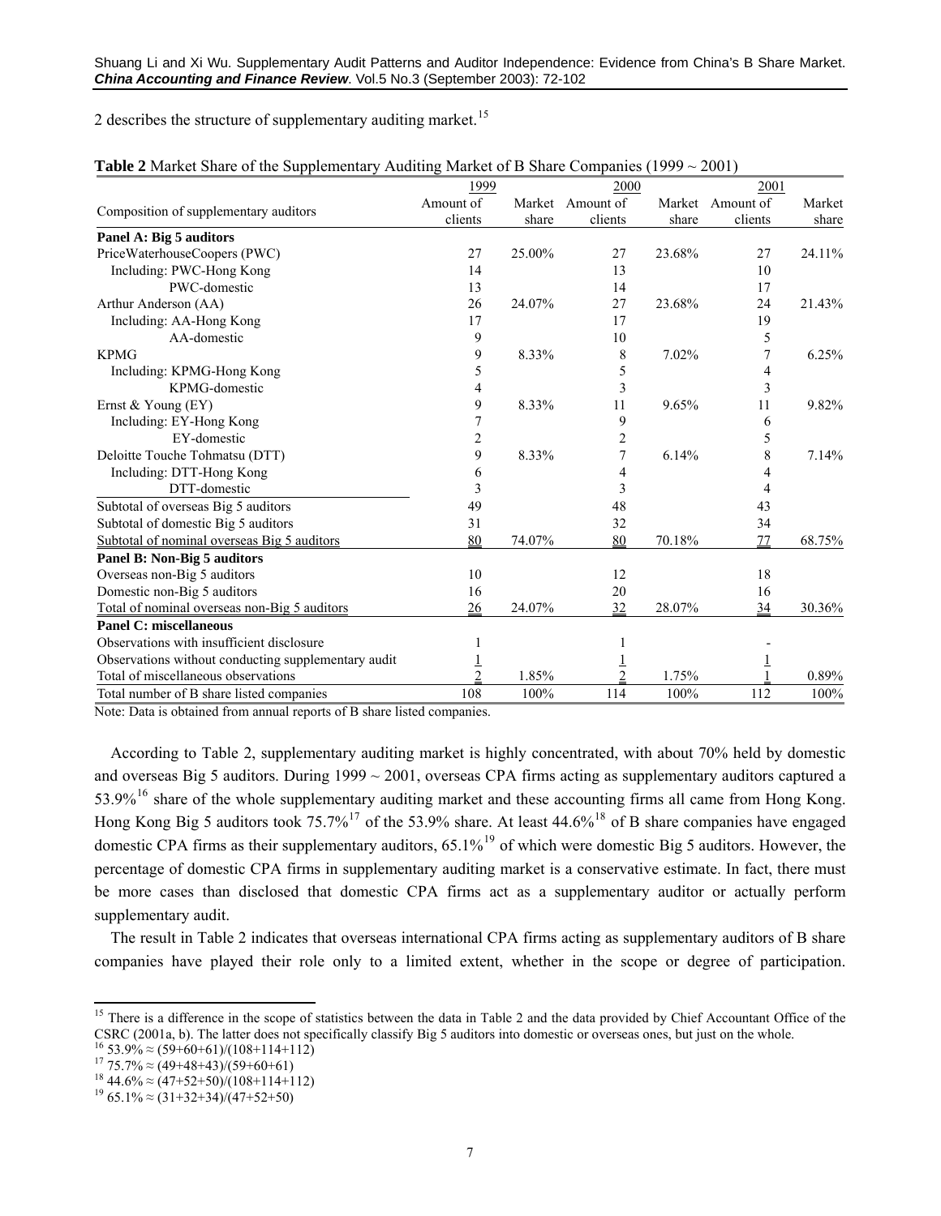2 describes the structure of supplementary auditing market.[15]

**Table 2** Market Share of the Supplementary Auditing Market of B Share Companies (1999 ~ 2001)

| Composition of supplementary auditors | 1999 | | 2000 | | 2001 | |
|---|---|---|---|---|---|---|
| | Amount of clients | Market share | Amount of clients | Market share | Amount of clients | Market share |
| **Panel A: Big 5 auditors** | | | | | | |
| PriceWaterhouseCoopers (PWC) | 27 | 25.00% | 27 | 23.68% | 27 | 24.11% |
| Including: PWC-Hong Kong | 14 | | 13 | | 10 | |
| PWC-domestic | 13 | | 14 | | 17 | |
| Arthur Anderson (AA) | 26 | 24.07% | 27 | 23.68% | 24 | 21.43% |
| Including: AA-Hong Kong | 17 | | 17 | | 19 | |
| AA-domestic | 9 | | 10 | | 5 | |
| KPMG | 9 | 8.33% | 8 | 7.02% | 7 | 6.25% |
| Including: KPMG-Hong Kong | 5 | | 5 | | 4 | |
| KPMG-domestic | 4 | | 3 | | 3 | |
| Ernst & Young (EY) | 9 | 8.33% | 11 | 9.65% | 11 | 9.82% |
| Including: EY-Hong Kong | 7 | | 9 | | 6 | |
| EY-domestic | 2 | | 2 | | 5 | |
| Deloitte Touche Tohmatsu (DTT) | 9 | 8.33% | 7 | 6.14% | 8 | 7.14% |
| Including: DTT-Hong Kong | 6 | | 4 | | 4 | |
| DTT-domestic | 3 | | 3 | | 4 | |
| Subtotal of overseas Big 5 auditors | 49 | | 48 | | 43 | |
| Subtotal of domestic Big 5 auditors | 31 | | 32 | | 34 | |
| Subtotal of nominal overseas Big 5 auditors | 80 | 74.07% | 80 | 70.18% | 77 | 68.75% |
| **Panel B: Non-Big 5 auditors** | | | | | | |
| Overseas non-Big 5 auditors | 10 | | 12 | | 18 | |
| Domestic non-Big 5 auditors | 16 | | 20 | | 16 | |
| Total of nominal overseas non-Big 5 auditors | 26 | 24.07% | 32 | 28.07% | 34 | 30.36% |
| **Panel C: miscellaneous** | | | | | | |
| Observations with insufficient disclosure | 1 | | 1 | | - | |
| Observations without conducting supplementary audit | 1 | | 1 | | 1 | |
| Total of miscellaneous observations | 2 | 1.85% | 2 | 1.75% | 1 | 0.89% |
| Total number of B share listed companies | 108 | 100% | 114 | 100% | 112 | 100% |

Note: Data is obtained from annual reports of B share listed companies.

According to Table 2, supplementary auditing market is highly concentrated, with about 70% held by domestic and overseas Big 5 auditors. During 1999 ~ 2001, overseas CPA firms acting as supplementary auditors captured a 53.9%[16] share of the whole supplementary auditing market and these accounting firms all came from Hong Kong. Hong Kong Big 5 auditors took 75.7%[17] of the 53.9% share. At least 44.6%[18] of B share companies have engaged domestic CPA firms as their supplementary auditors, 65.1%[19] of which were domestic Big 5 auditors. However, the percentage of domestic CPA firms in supplementary auditing market is a conservative estimate. In fact, there must be more cases than disclosed that domestic CPA firms act as a supplementary auditor or actually perform supplementary audit.

The result in Table 2 indicates that overseas international CPA firms acting as supplementary auditors of B share companies have played their role only to a limited extent, whether in the scope or degree of participation.

[15] There is a difference in the scope of statistics between the data in Table 2 and the data provided by Chief Accountant Office of the CSRC (2001a, b). The latter does not specifically classify Big 5 auditors into domestic or overseas ones, but just on the whole.

[16] 53.9% ≈ (59+60+61)/(108+114+112)

[17] 75.7% ≈ (49+48+43)/(59+60+61)

[18] 44.6% ≈ (47+52+50)/(108+114+112)

[19] 65.1% ≈ (31+32+34)/(47+52+50)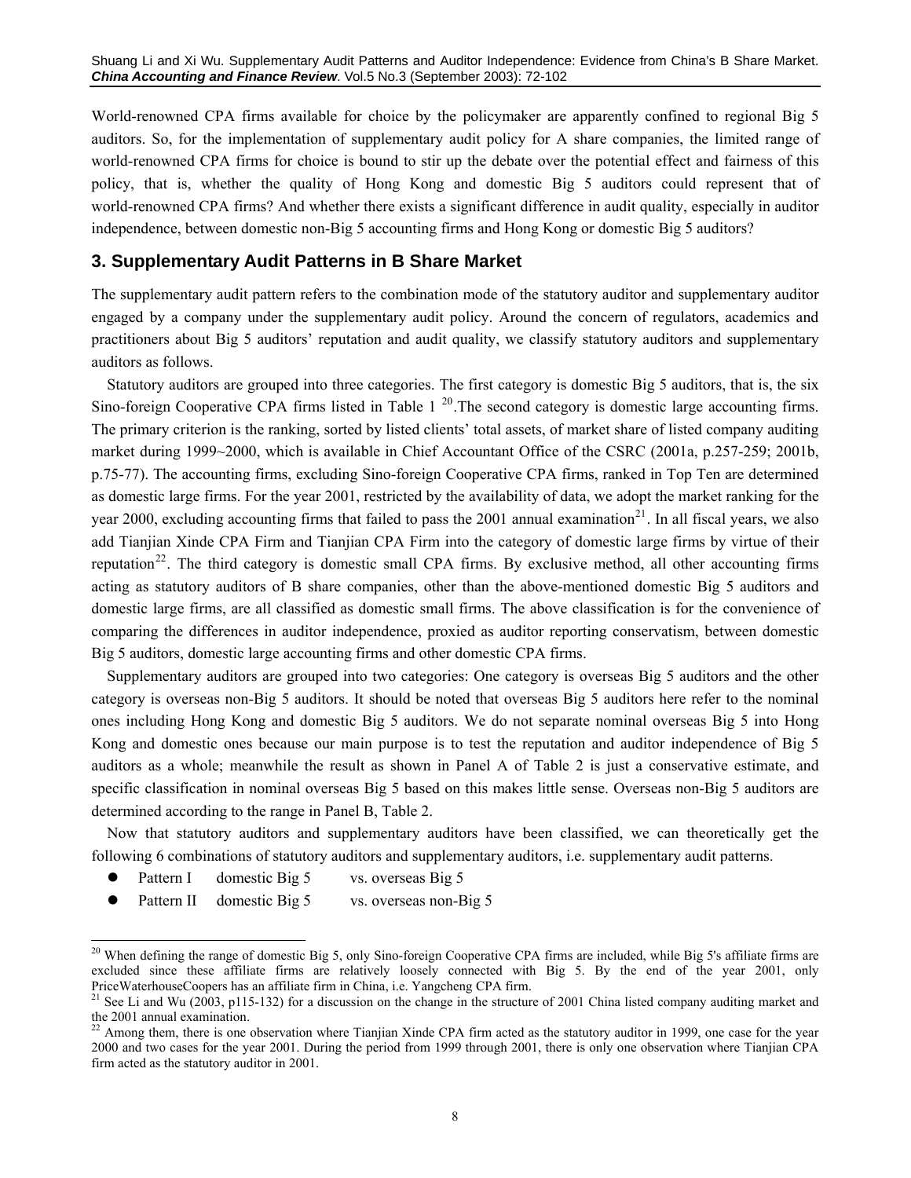World-renowned CPA firms available for choice by the policymaker are apparently confined to regional Big 5 auditors. So, for the implementation of supplementary audit policy for A share companies, the limited range of world-renowned CPA firms for choice is bound to stir up the debate over the potential effect and fairness of this policy, that is, whether the quality of Hong Kong and domestic Big 5 auditors could represent that of world-renowned CPA firms? And whether there exists a significant difference in audit quality, especially in auditor independence, between domestic non-Big 5 accounting firms and Hong Kong or domestic Big 5 auditors?

## 3. Supplementary Audit Patterns in B Share Market

The supplementary audit pattern refers to the combination mode of the statutory auditor and supplementary auditor engaged by a company under the supplementary audit policy. Around the concern of regulators, academics and practitioners about Big 5 auditors' reputation and audit quality, we classify statutory auditors and supplementary auditors as follows.

Statutory auditors are grouped into three categories. The first category is domestic Big 5 auditors, that is, the six Sino-foreign Cooperative CPA firms listed in Table 1 [20]. The second category is domestic large accounting firms. The primary criterion is the ranking, sorted by listed clients' total assets, of market share of listed company auditing market during 1999~2000, which is available in Chief Accountant Office of the CSRC (2001a, p.257-259; 2001b, p.75-77). The accounting firms, excluding Sino-foreign Cooperative CPA firms, ranked in Top Ten are determined as domestic large firms. For the year 2001, restricted by the availability of data, we adopt the market ranking for the year 2000, excluding accounting firms that failed to pass the 2001 annual examination[21]. In all fiscal years, we also add Tianjian Xinde CPA Firm and Tianjian CPA Firm into the category of domestic large firms by virtue of their reputation[22]. The third category is domestic small CPA firms. By exclusive method, all other accounting firms acting as statutory auditors of B share companies, other than the above-mentioned domestic Big 5 auditors and domestic large firms, are all classified as domestic small firms. The above classification is for the convenience of comparing the differences in auditor independence, proxied as auditor reporting conservatism, between domestic Big 5 auditors, domestic large accounting firms and other domestic CPA firms.

Supplementary auditors are grouped into two categories: One category is overseas Big 5 auditors and the other category is overseas non-Big 5 auditors. It should be noted that overseas Big 5 auditors here refer to the nominal ones including Hong Kong and domestic Big 5 auditors. We do not separate nominal overseas Big 5 into Hong Kong and domestic ones because our main purpose is to test the reputation and auditor independence of Big 5 auditors as a whole; meanwhile the result as shown in Panel A of Table 2 is just a conservative estimate, and specific classification in nominal overseas Big 5 based on this makes little sense. Overseas non-Big 5 auditors are determined according to the range in Panel B, Table 2.

Now that statutory auditors and supplementary auditors have been classified, we can theoretically get the following 6 combinations of statutory auditors and supplementary auditors, i.e. supplementary audit patterns.

- Pattern I domestic Big 5 vs. overseas Big 5
- Pattern II domestic Big 5 vs. overseas non-Big 5

[20] When defining the range of domestic Big 5, only Sino-foreign Cooperative CPA firms are included, while Big 5's affiliate firms are excluded since these affiliate firms are relatively loosely connected with Big 5. By the end of the year 2001, only PriceWaterhouseCoopers has an affiliate firm in China, i.e. Yangcheng CPA firm.

[21] See Li and Wu (2003, p115-132) for a discussion on the change in the structure of 2001 China listed company auditing market and the 2001 annual examination.

[22] Among them, there is one observation where Tianjian Xinde CPA firm acted as the statutory auditor in 1999, one case for the year 2000 and two cases for the year 2001. During the period from 1999 through 2001, there is only one observation where Tianjian CPA firm acted as the statutory auditor in 2001.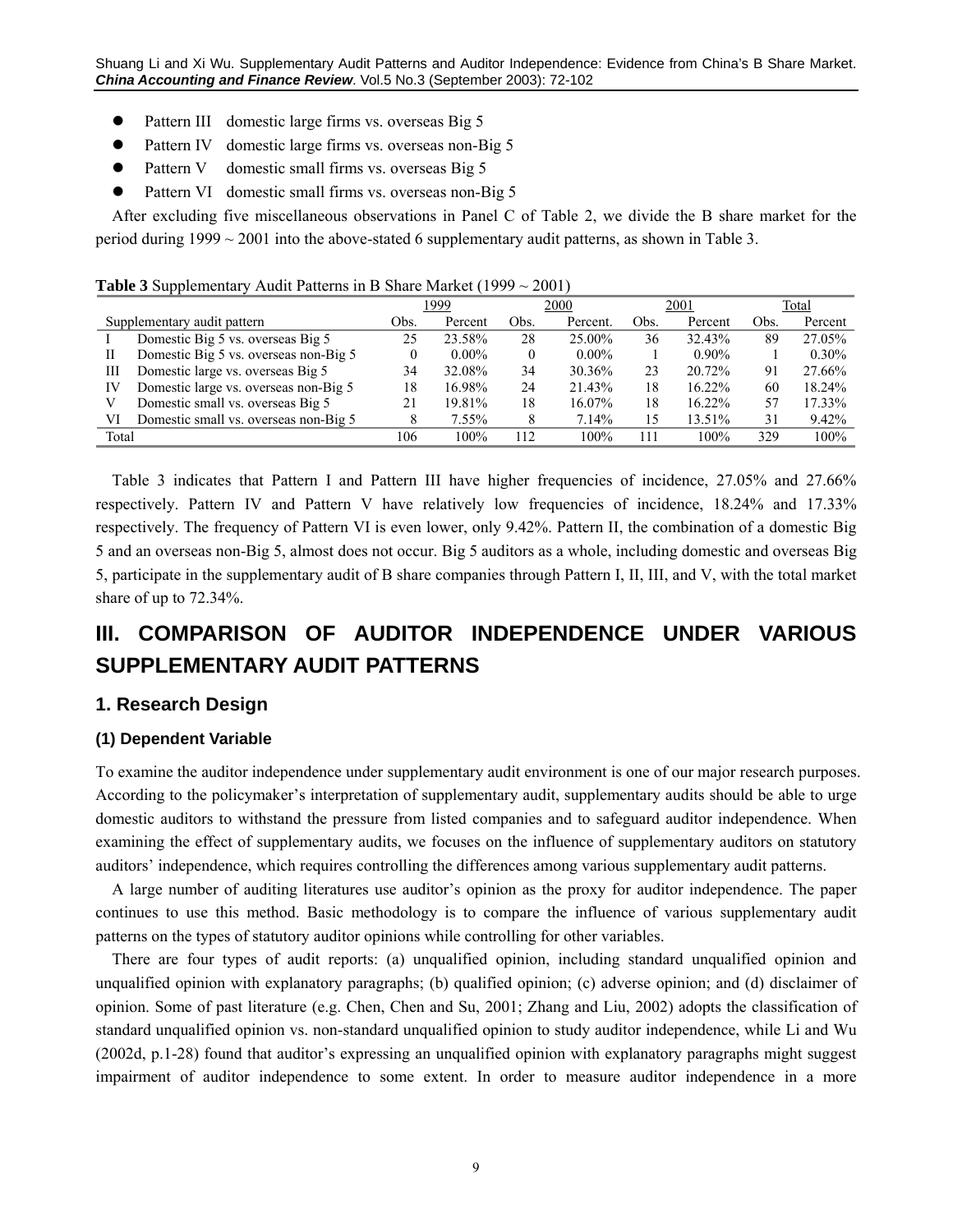- Pattern III domestic large firms vs. overseas Big 5
- Pattern IV domestic large firms vs. overseas non-Big 5
- Pattern V domestic small firms vs. overseas Big 5
- Pattern VI domestic small firms vs. overseas non-Big 5

After excluding five miscellaneous observations in Panel C of Table 2, we divide the B share market for the period during 1999 ~ 2001 into the above-stated 6 supplementary audit patterns, as shown in Table 3.

**Table 3** Supplementary Audit Patterns in B Share Market (1999 ~ 2001)

| | | 1999 | | 2000 | | 2001 | | Total | |
|---|---|---|---|---|---|---|---|---|---|
| Supplementary audit pattern | | Obs. | Percent | Obs. | Percent. | Obs. | Percent | Obs. | Percent |
| I | Domestic Big 5 vs. overseas Big 5 | 25 | 23.58% | 28 | 25.00% | 36 | 32.43% | 89 | 27.05% |
| II | Domestic Big 5 vs. overseas non-Big 5 | 0 | 0.00% | 0 | 0.00% | 1 | 0.90% | 1 | 0.30% |
| III | Domestic large vs. overseas Big 5 | 34 | 32.08% | 34 | 30.36% | 23 | 20.72% | 91 | 27.66% |
| IV | Domestic large vs. overseas non-Big 5 | 18 | 16.98% | 24 | 21.43% | 18 | 16.22% | 60 | 18.24% |
| V | Domestic small vs. overseas Big 5 | 21 | 19.81% | 18 | 16.07% | 18 | 16.22% | 57 | 17.33% |
| VI | Domestic small vs. overseas non-Big 5 | 8 | 7.55% | 8 | 7.14% | 15 | 13.51% | 31 | 9.42% |
| Total | | 106 | 100% | 112 | 100% | 111 | 100% | 329 | 100% |

Table 3 indicates that Pattern I and Pattern III have higher frequencies of incidence, 27.05% and 27.66% respectively. Pattern IV and Pattern V have relatively low frequencies of incidence, 18.24% and 17.33% respectively. The frequency of Pattern VI is even lower, only 9.42%. Pattern II, the combination of a domestic Big 5 and an overseas non-Big 5, almost does not occur. Big 5 auditors as a whole, including domestic and overseas Big 5, participate in the supplementary audit of B share companies through Pattern I, II, III, and V, with the total market share of up to 72.34%.

## III. COMPARISON OF AUDITOR INDEPENDENCE UNDER VARIOUS SUPPLEMENTARY AUDIT PATTERNS

### 1. Research Design

#### (1) Dependent Variable

To examine the auditor independence under supplementary audit environment is one of our major research purposes. According to the policymaker's interpretation of supplementary audit, supplementary audits should be able to urge domestic auditors to withstand the pressure from listed companies and to safeguard auditor independence. When examining the effect of supplementary audits, we focuses on the influence of supplementary auditors on statutory auditors' independence, which requires controlling the differences among various supplementary audit patterns.

A large number of auditing literatures use auditor's opinion as the proxy for auditor independence. The paper continues to use this method. Basic methodology is to compare the influence of various supplementary audit patterns on the types of statutory auditor opinions while controlling for other variables.

There are four types of audit reports: (a) unqualified opinion, including standard unqualified opinion and unqualified opinion with explanatory paragraphs; (b) qualified opinion; (c) adverse opinion; and (d) disclaimer of opinion. Some of past literature (e.g. Chen, Chen and Su, 2001; Zhang and Liu, 2002) adopts the classification of standard unqualified opinion vs. non-standard unqualified opinion to study auditor independence, while Li and Wu (2002d, p.1-28) found that auditor's expressing an unqualified opinion with explanatory paragraphs might suggest impairment of auditor independence to some extent. In order to measure auditor independence in a more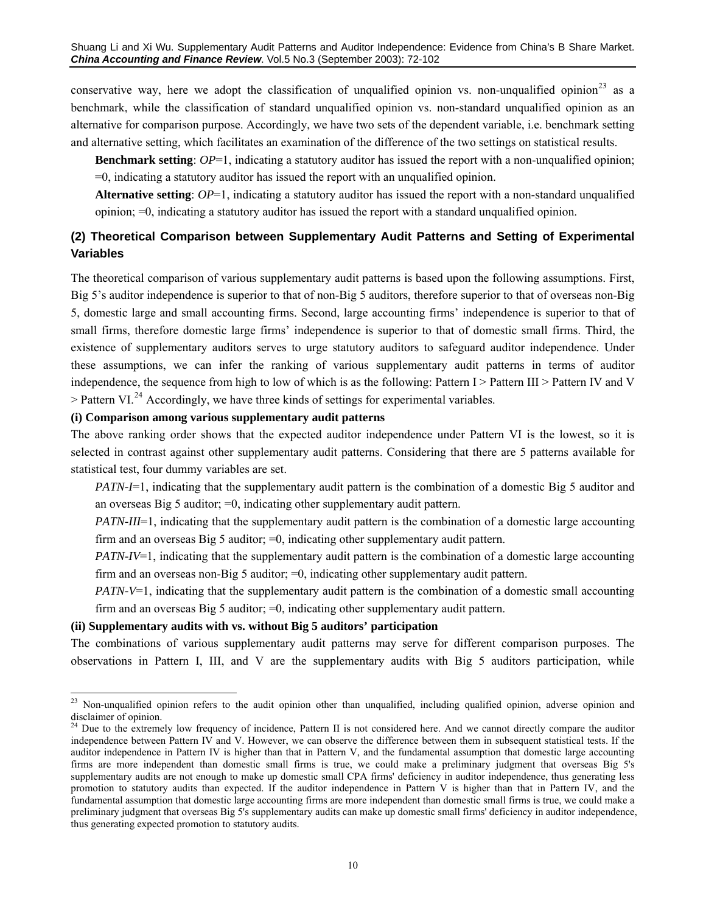conservative way, here we adopt the classification of unqualified opinion vs. non-unqualified opinion[23] as a benchmark, while the classification of standard unqualified opinion vs. non-standard unqualified opinion as an alternative for comparison purpose. Accordingly, we have two sets of the dependent variable, i.e. benchmark setting and alternative setting, which facilitates an examination of the difference of the two settings on statistical results.

**Benchmark setting**: *OP*=1, indicating a statutory auditor has issued the report with a non-unqualified opinion; =0, indicating a statutory auditor has issued the report with an unqualified opinion.

**Alternative setting**: *OP*=1, indicating a statutory auditor has issued the report with a non-standard unqualified opinion; =0, indicating a statutory auditor has issued the report with a standard unqualified opinion.

### (2) Theoretical Comparison between Supplementary Audit Patterns and Setting of Experimental Variables

The theoretical comparison of various supplementary audit patterns is based upon the following assumptions. First, Big 5's auditor independence is superior to that of non-Big 5 auditors, therefore superior to that of overseas non-Big 5, domestic large and small accounting firms. Second, large accounting firms' independence is superior to that of small firms, therefore domestic large firms' independence is superior to that of domestic small firms. Third, the existence of supplementary auditors serves to urge statutory auditors to safeguard auditor independence. Under these assumptions, we can infer the ranking of various supplementary audit patterns in terms of auditor independence, the sequence from high to low of which is as the following: Pattern I > Pattern III > Pattern IV and V > Pattern VI.[24] Accordingly, we have three kinds of settings for experimental variables.

**(i) Comparison among various supplementary audit patterns**

The above ranking order shows that the expected auditor independence under Pattern VI is the lowest, so it is selected in contrast against other supplementary audit patterns. Considering that there are 5 patterns available for statistical test, four dummy variables are set.

*PATN-I*=1, indicating that the supplementary audit pattern is the combination of a domestic Big 5 auditor and an overseas Big 5 auditor; =0, indicating other supplementary audit pattern.

*PATN-III*=1, indicating that the supplementary audit pattern is the combination of a domestic large accounting firm and an overseas Big 5 auditor; =0, indicating other supplementary audit pattern.

*PATN-IV*=1, indicating that the supplementary audit pattern is the combination of a domestic large accounting firm and an overseas non-Big 5 auditor; =0, indicating other supplementary audit pattern.

*PATN-V*=1, indicating that the supplementary audit pattern is the combination of a domestic small accounting firm and an overseas Big 5 auditor; =0, indicating other supplementary audit pattern.

**(ii) Supplementary audits with vs. without Big 5 auditors' participation**

The combinations of various supplementary audit patterns may serve for different comparison purposes. The observations in Pattern I, III, and V are the supplementary audits with Big 5 auditors participation, while

---

[23] Non-unqualified opinion refers to the audit opinion other than unqualified, including qualified opinion, adverse opinion and disclaimer of opinion.

[24] Due to the extremely low frequency of incidence, Pattern II is not considered here. And we cannot directly compare the auditor independence between Pattern IV and V. However, we can observe the difference between them in subsequent statistical tests. If the auditor independence in Pattern IV is higher than that in Pattern V, and the fundamental assumption that domestic large accounting firms are more independent than domestic small firms is true, we could make a preliminary judgment that overseas Big 5's supplementary audits are not enough to make up domestic small CPA firms' deficiency in auditor independence, thus generating less promotion to statutory audits than expected. If the auditor independence in Pattern V is higher than that in Pattern IV, and the fundamental assumption that domestic large accounting firms are more independent than domestic small firms is true, we could make a preliminary judgment that overseas Big 5's supplementary audits can make up domestic small firms' deficiency in auditor independence, thus generating expected promotion to statutory audits.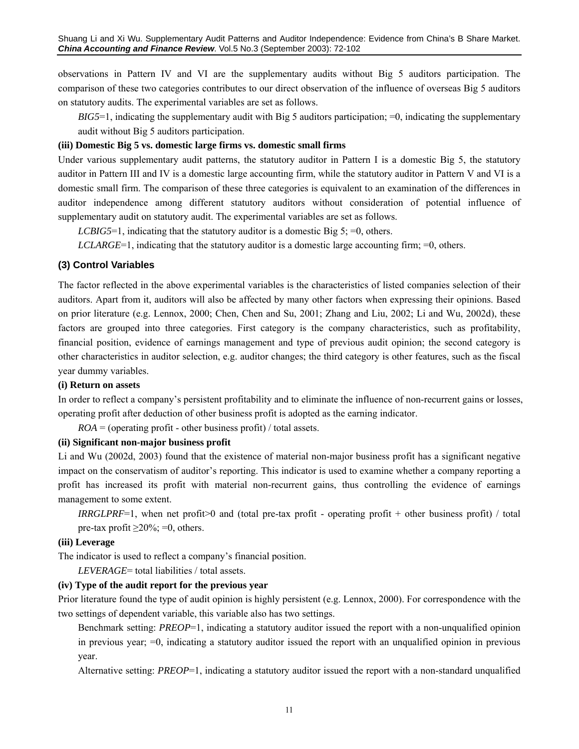observations in Pattern IV and VI are the supplementary audits without Big 5 auditors participation. The comparison of these two categories contributes to our direct observation of the influence of overseas Big 5 auditors on statutory audits. The experimental variables are set as follows.

*BIG5*=1, indicating the supplementary audit with Big 5 auditors participation; =0, indicating the supplementary audit without Big 5 auditors participation.

**(iii) Domestic Big 5 vs. domestic large firms vs. domestic small firms**

Under various supplementary audit patterns, the statutory auditor in Pattern I is a domestic Big 5, the statutory auditor in Pattern III and IV is a domestic large accounting firm, while the statutory auditor in Pattern V and VI is a domestic small firm. The comparison of these three categories is equivalent to an examination of the differences in auditor independence among different statutory auditors without consideration of potential influence of supplementary audit on statutory audit. The experimental variables are set as follows.

*LCBIG5*=1, indicating that the statutory auditor is a domestic Big 5; =0, others.

*LCLARGE*=1, indicating that the statutory auditor is a domestic large accounting firm; =0, others.

### (3) Control Variables

The factor reflected in the above experimental variables is the characteristics of listed companies selection of their auditors. Apart from it, auditors will also be affected by many other factors when expressing their opinions. Based on prior literature (e.g. Lennox, 2000; Chen, Chen and Su, 2001; Zhang and Liu, 2002; Li and Wu, 2002d), these factors are grouped into three categories. First category is the company characteristics, such as profitability, financial position, evidence of earnings management and type of previous audit opinion; the second category is other characteristics in auditor selection, e.g. auditor changes; the third category is other features, such as the fiscal year dummy variables.

**(i) Return on assets**

In order to reflect a company's persistent profitability and to eliminate the influence of non-recurrent gains or losses, operating profit after deduction of other business profit is adopted as the earning indicator.

*ROA* = (operating profit - other business profit) / total assets.

**(ii) Significant non-major business profit**

Li and Wu (2002d, 2003) found that the existence of material non-major business profit has a significant negative impact on the conservatism of auditor's reporting. This indicator is used to examine whether a company reporting a profit has increased its profit with material non-recurrent gains, thus controlling the evidence of earnings management to some extent.

*IRRGLPRF*=1, when net profit>0 and (total pre-tax profit - operating profit + other business profit) / total pre-tax profit $\geq$20%; =0, others.

**(iii) Leverage**

The indicator is used to reflect a company's financial position.

*LEVERAGE*= total liabilities / total assets.

**(iv) Type of the audit report for the previous year**

Prior literature found the type of audit opinion is highly persistent (e.g. Lennox, 2000). For correspondence with the two settings of dependent variable, this variable also has two settings.

Benchmark setting: *PREOP*=1, indicating a statutory auditor issued the report with a non-unqualified opinion in previous year; =0, indicating a statutory auditor issued the report with an unqualified opinion in previous year.

Alternative setting: *PREOP*=1, indicating a statutory auditor issued the report with a non-standard unqualified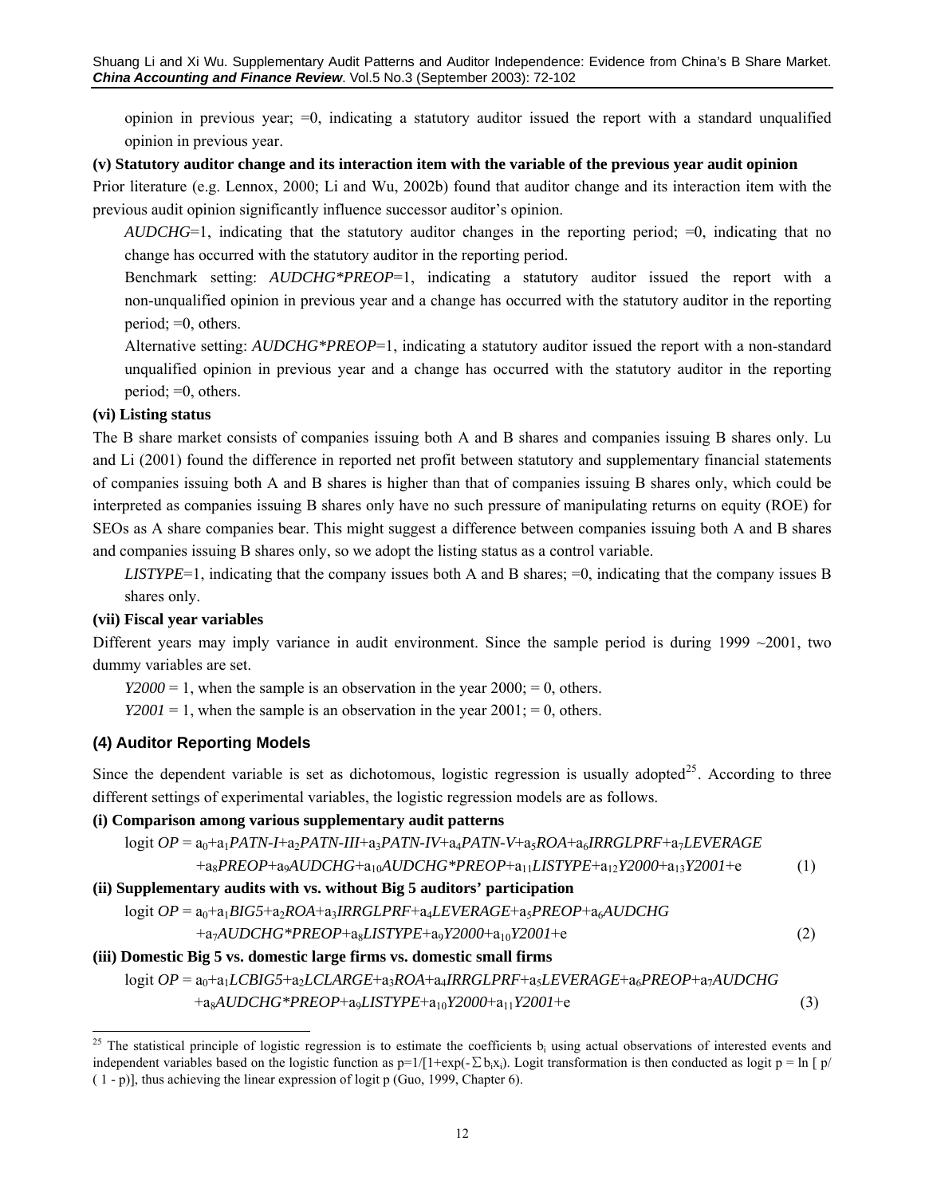opinion in previous year; =0, indicating a statutory auditor issued the report with a standard unqualified opinion in previous year.

**(v) Statutory auditor change and its interaction item with the variable of the previous year audit opinion**

Prior literature (e.g. Lennox, 2000; Li and Wu, 2002b) found that auditor change and its interaction item with the previous audit opinion significantly influence successor auditor's opinion.

*AUDCHG*=1, indicating that the statutory auditor changes in the reporting period; =0, indicating that no change has occurred with the statutory auditor in the reporting period.

Benchmark setting: *AUDCHG*PREOP*=1, indicating a statutory auditor issued the report with a non-unqualified opinion in previous year and a change has occurred with the statutory auditor in the reporting period; =0, others.

Alternative setting: *AUDCHG*PREOP*=1, indicating a statutory auditor issued the report with a non-standard unqualified opinion in previous year and a change has occurred with the statutory auditor in the reporting period; =0, others.

**(vi) Listing status**

The B share market consists of companies issuing both A and B shares and companies issuing B shares only. Lu and Li (2001) found the difference in reported net profit between statutory and supplementary financial statements of companies issuing both A and B shares is higher than that of companies issuing B shares only, which could be interpreted as companies issuing B shares only have no such pressure of manipulating returns on equity (ROE) for SEOs as A share companies bear. This might suggest a difference between companies issuing both A and B shares and companies issuing B shares only, so we adopt the listing status as a control variable.

*LISTYPE*=1, indicating that the company issues both A and B shares; =0, indicating that the company issues B shares only.

**(vii) Fiscal year variables**

Different years may imply variance in audit environment. Since the sample period is during 1999 ~2001, two dummy variables are set.

*Y2000* = 1, when the sample is an observation in the year 2000; = 0, others.

*Y2001* = 1, when the sample is an observation in the year 2001; = 0, others.

### (4) Auditor Reporting Models

Since the dependent variable is set as dichotomous, logistic regression is usually adopted[25]. According to three different settings of experimental variables, the logistic regression models are as follows.

**(i) Comparison among various supplementary audit patterns**

$$\text{logit } OP = a_0+a_1 PATN\text{-}I+a_2 PATN\text{-}III+a_3 PATN\text{-}IV+a_4 PATN\text{-}V+a_5 ROA+a_6 IRRGLPRF+a_7 LEVERAGE$$
$$+a_8 PREOP+a_9 AUDCHG+a_{10} AUDCHG{*}PREOP+a_{11} LISTYPE+a_{12} Y2000+a_{13} Y2001+e \quad (1)$$

**(ii) Supplementary audits with vs. without Big 5 auditors' participation**

$$\text{logit } OP = a_0+a_1 BIG5+a_2 ROA+a_3 IRRGLPRF+a_4 LEVERAGE+a_5 PREOP+a_6 AUDCHG$$
$$+a_7 AUDCHG{*}PREOP+a_8 LISTYPE+a_9 Y2000+a_{10} Y2001+e \quad (2)$$

**(iii) Domestic Big 5 vs. domestic large firms vs. domestic small firms**

$$\text{logit } OP = a_0+a_1 LCBIG5+a_2 LCLARGE+a_3 ROA+a_4 IRRGLPRF+a_5 LEVERAGE+a_6 PREOP+a_7 AUDCHG$$
$$+a_8 AUDCHG{*}PREOP+a_9 LISTYPE+a_{10} Y2000+a_{11} Y2001+e \quad (3)$$

---

[25] The statistical principle of logistic regression is to estimate the coefficients $b_i$ using actual observations of interested events and independent variables based on the logistic function as $p=1/[1+\exp(-\sum b_i x_i)$. Logit transformation is then conducted as logit $p = \ln [\, p/ (1 - p)]$, thus achieving the linear expression of logit p (Guo, 1999, Chapter 6).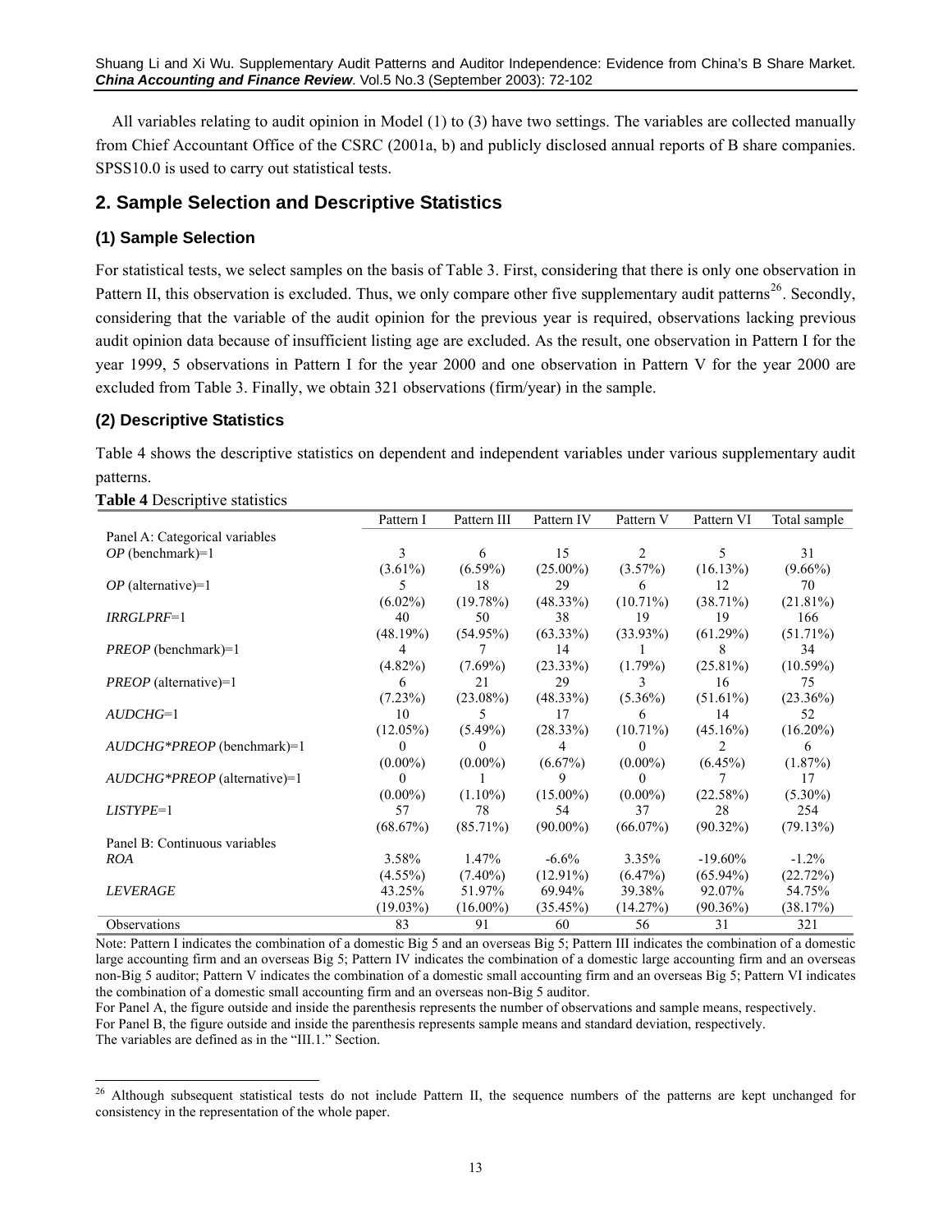All variables relating to audit opinion in Model (1) to (3) have two settings. The variables are collected manually from Chief Accountant Office of the CSRC (2001a, b) and publicly disclosed annual reports of B share companies. SPSS10.0 is used to carry out statistical tests.

## 2. Sample Selection and Descriptive Statistics

### (1) Sample Selection

For statistical tests, we select samples on the basis of Table 3. First, considering that there is only one observation in Pattern II, this observation is excluded. Thus, we only compare other five supplementary audit patterns[26]. Secondly, considering that the variable of the audit opinion for the previous year is required, observations lacking previous audit opinion data because of insufficient listing age are excluded. As the result, one observation in Pattern I for the year 1999, 5 observations in Pattern I for the year 2000 and one observation in Pattern V for the year 2000 are excluded from Table 3. Finally, we obtain 321 observations (firm/year) in the sample.

### (2) Descriptive Statistics

Table 4 shows the descriptive statistics on dependent and independent variables under various supplementary audit patterns.

**Table 4** Descriptive statistics

| | Pattern I | Pattern III | Pattern IV | Pattern V | Pattern VI | Total sample |
|---|---|---|---|---|---|---|
| Panel A: Categorical variables | | | | | | |
| *OP* (benchmark)=1 | 3 | 6 | 15 | 2 | 5 | 31 |
| | (3.61%) | (6.59%) | (25.00%) | (3.57%) | (16.13%) | (9.66%) |
| *OP* (alternative)=1 | 5 | 18 | 29 | 6 | 12 | 70 |
| | (6.02%) | (19.78%) | (48.33%) | (10.71%) | (38.71%) | (21.81%) |
| *IRRGLPRF*=1 | 40 | 50 | 38 | 19 | 19 | 166 |
| | (48.19%) | (54.95%) | (63.33%) | (33.93%) | (61.29%) | (51.71%) |
| *PREOP* (benchmark)=1 | 4 | 7 | 14 | 1 | 8 | 34 |
| | (4.82%) | (7.69%) | (23.33%) | (1.79%) | (25.81%) | (10.59%) |
| *PREOP* (alternative)=1 | 6 | 21 | 29 | 3 | 16 | 75 |
| | (7.23%) | (23.08%) | (48.33%) | (5.36%) | (51.61%) | (23.36%) |
| *AUDCHG*=1 | 10 | 5 | 17 | 6 | 14 | 52 |
| | (12.05%) | (5.49%) | (28.33%) | (10.71%) | (45.16%) | (16.20%) |
| *AUDCHG*\**PREOP* (benchmark)=1 | 0 | 0 | 4 | 0 | 2 | 6 |
| | (0.00%) | (0.00%) | (6.67%) | (0.00%) | (6.45%) | (1.87%) |
| *AUDCHG*\**PREOP* (alternative)=1 | 0 | 1 | 9 | 0 | 7 | 17 |
| | (0.00%) | (1.10%) | (15.00%) | (0.00%) | (22.58%) | (5.30%) |
| *LISTYPE*=1 | 57 | 78 | 54 | 37 | 28 | 254 |
| | (68.67%) | (85.71%) | (90.00%) | (66.07%) | (90.32%) | (79.13%) |
| Panel B: Continuous variables | | | | | | |
| *ROA* | 3.58% | 1.47% | -6.6% | 3.35% | -19.60% | -1.2% |
| | (4.55%) | (7.40%) | (12.91%) | (6.47%) | (65.94%) | (22.72%) |
| *LEVERAGE* | 43.25% | 51.97% | 69.94% | 39.38% | 92.07% | 54.75% |
| | (19.03%) | (16.00%) | (35.45%) | (14.27%) | (90.36%) | (38.17%) |
| Observations | 83 | 91 | 60 | 56 | 31 | 321 |

Note: Pattern I indicates the combination of a domestic Big 5 and an overseas Big 5; Pattern III indicates the combination of a domestic large accounting firm and an overseas Big 5; Pattern IV indicates the combination of a domestic large accounting firm and an overseas non-Big 5 auditor; Pattern V indicates the combination of a domestic small accounting firm and an overseas Big 5; Pattern VI indicates the combination of a domestic small accounting firm and an overseas non-Big 5 auditor.

For Panel A, the figure outside and inside the parenthesis represents the number of observations and sample means, respectively.

For Panel B, the figure outside and inside the parenthesis represents sample means and standard deviation, respectively.

The variables are defined as in the "III.1." Section.

---

[26] Although subsequent statistical tests do not include Pattern II, the sequence numbers of the patterns are kept unchanged for consistency in the representation of the whole paper.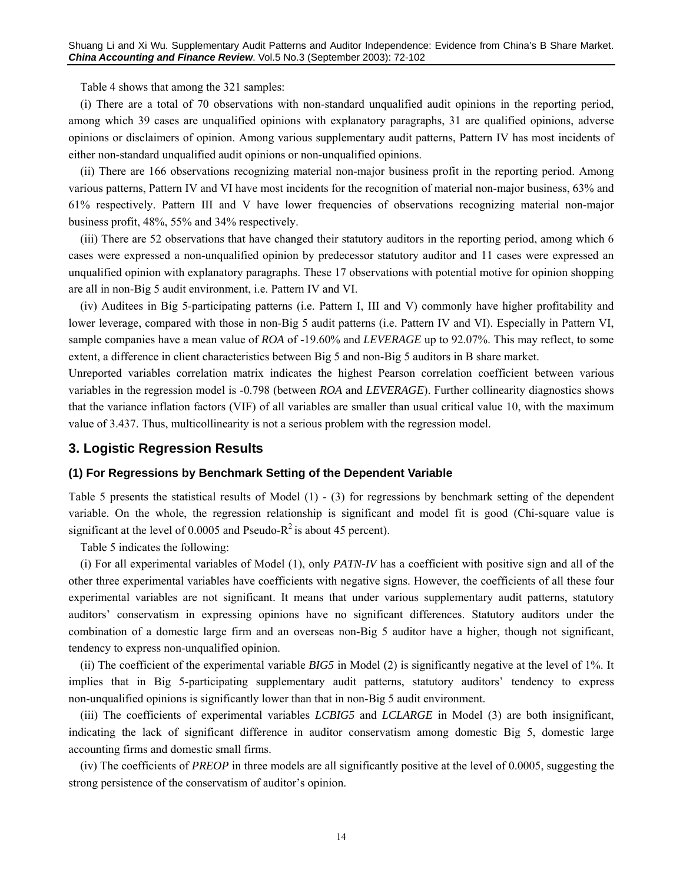Table 4 shows that among the 321 samples:

(i) There are a total of 70 observations with non-standard unqualified audit opinions in the reporting period, among which 39 cases are unqualified opinions with explanatory paragraphs, 31 are qualified opinions, adverse opinions or disclaimers of opinion. Among various supplementary audit patterns, Pattern IV has most incidents of either non-standard unqualified audit opinions or non-unqualified opinions.

(ii) There are 166 observations recognizing material non-major business profit in the reporting period. Among various patterns, Pattern IV and VI have most incidents for the recognition of material non-major business, 63% and 61% respectively. Pattern III and V have lower frequencies of observations recognizing material non-major business profit, 48%, 55% and 34% respectively.

(iii) There are 52 observations that have changed their statutory auditors in the reporting period, among which 6 cases were expressed a non-unqualified opinion by predecessor statutory auditor and 11 cases were expressed an unqualified opinion with explanatory paragraphs. These 17 observations with potential motive for opinion shopping are all in non-Big 5 audit environment, i.e. Pattern IV and VI.

(iv) Auditees in Big 5-participating patterns (i.e. Pattern I, III and V) commonly have higher profitability and lower leverage, compared with those in non-Big 5 audit patterns (i.e. Pattern IV and VI). Especially in Pattern VI, sample companies have a mean value of *ROA* of -19.60% and *LEVERAGE* up to 92.07%. This may reflect, to some extent, a difference in client characteristics between Big 5 and non-Big 5 auditors in B share market.

Unreported variables correlation matrix indicates the highest Pearson correlation coefficient between various variables in the regression model is -0.798 (between *ROA* and *LEVERAGE*). Further collinearity diagnostics shows that the variance inflation factors (VIF) of all variables are smaller than usual critical value 10, with the maximum value of 3.437. Thus, multicollinearity is not a serious problem with the regression model.

## 3. Logistic Regression Results

### (1) For Regressions by Benchmark Setting of the Dependent Variable

Table 5 presents the statistical results of Model (1) - (3) for regressions by benchmark setting of the dependent variable. On the whole, the regression relationship is significant and model fit is good (Chi-square value is significant at the level of 0.0005 and Pseudo-$R^2$ is about 45 percent).

Table 5 indicates the following:

(i) For all experimental variables of Model (1), only *PATN-IV* has a coefficient with positive sign and all of the other three experimental variables have coefficients with negative signs. However, the coefficients of all these four experimental variables are not significant. It means that under various supplementary audit patterns, statutory auditors' conservatism in expressing opinions have no significant differences. Statutory auditors under the combination of a domestic large firm and an overseas non-Big 5 auditor have a higher, though not significant, tendency to express non-unqualified opinion.

(ii) The coefficient of the experimental variable *BIG5* in Model (2) is significantly negative at the level of 1%. It implies that in Big 5-participating supplementary audit patterns, statutory auditors' tendency to express non-unqualified opinions is significantly lower than that in non-Big 5 audit environment.

(iii) The coefficients of experimental variables *LCBIG5* and *LCLARGE* in Model (3) are both insignificant, indicating the lack of significant difference in auditor conservatism among domestic Big 5, domestic large accounting firms and domestic small firms.

(iv) The coefficients of *PREOP* in three models are all significantly positive at the level of 0.0005, suggesting the strong persistence of the conservatism of auditor's opinion.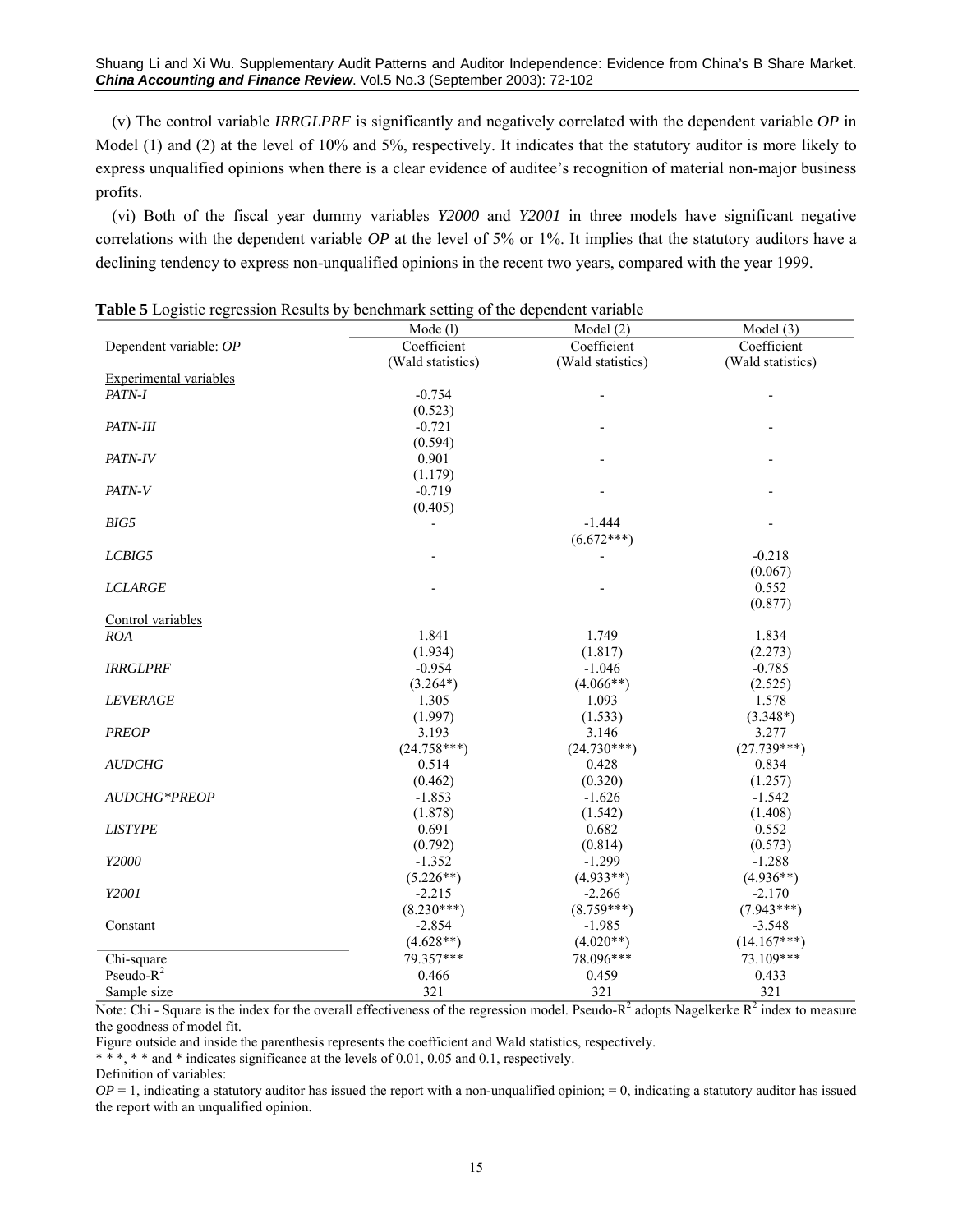(v) The control variable *IRRGLPRF* is significantly and negatively correlated with the dependent variable *OP* in Model (1) and (2) at the level of 10% and 5%, respectively. It indicates that the statutory auditor is more likely to express unqualified opinions when there is a clear evidence of auditee's recognition of material non-major business profits.

(vi) Both of the fiscal year dummy variables *Y2000* and *Y2001* in three models have significant negative correlations with the dependent variable *OP* at the level of 5% or 1%. It implies that the statutory auditors have a declining tendency to express non-unqualified opinions in the recent two years, compared with the year 1999.

**Table 5** Logistic regression Results by benchmark setting of the dependent variable

| | Mode (l) | Model (2) | Model (3) |
|---|---|---|---|
| Dependent variable: *OP* | Coefficient (Wald statistics) | Coefficient (Wald statistics) | Coefficient (Wald statistics) |
| Experimental variables | | | |
| *PATN-I* | -0.754 | - | - |
| | (0.523) | | |
| *PATN-III* | -0.721 | - | - |
| | (0.594) | | |
| *PATN-IV* | 0.901 | - | - |
| | (1.179) | | |
| *PATN-V* | -0.719 | - | - |
| | (0.405) | | |
| *BIG5* | - | -1.444 | - |
| | | (6.672***) | |
| *LCBIG5* | - | - | -0.218 |
| | | | (0.067) |
| *LCLARGE* | - | - | 0.552 |
| | | | (0.877) |
| Control variables | | | |
| *ROA* | 1.841 | 1.749 | 1.834 |
| | (1.934) | (1.817) | (2.273) |
| *IRRGLPRF* | -0.954 | -1.046 | -0.785 |
| | (3.264*) | (4.066**) | (2.525) |
| *LEVERAGE* | 1.305 | 1.093 | 1.578 |
| | (1.997) | (1.533) | (3.348*) |
| *PREOP* | 3.193 | 3.146 | 3.277 |
| | (24.758***) | (24.730***) | (27.739***) |
| *AUDCHG* | 0.514 | 0.428 | 0.834 |
| | (0.462) | (0.320) | (1.257) |
| *AUDCHG*PREOP* | -1.853 | -1.626 | -1.542 |
| | (1.878) | (1.542) | (1.408) |
| *LISTYPE* | 0.691 | 0.682 | 0.552 |
| | (0.792) | (0.814) | (0.573) |
| *Y2000* | -1.352 | -1.299 | -1.288 |
| | (5.226**) | (4.933**) | (4.936**) |
| *Y2001* | -2.215 | -2.266 | -2.170 |
| | (8.230***) | (8.759***) | (7.943***) |
| Constant | -2.854 | -1.985 | -3.548 |
| | (4.628**) | (4.020**) | (14.167***) |
| Chi-square | 79.357*** | 78.096*** | 73.109*** |
| Pseudo-$R^2$ | 0.466 | 0.459 | 0.433 |
| Sample size | 321 | 321 | 321 |

Note: Chi - Square is the index for the overall effectiveness of the regression model. Pseudo-$R^2$ adopts Nagelkerke $R^2$ index to measure the goodness of model fit.

Figure outside and inside the parenthesis represents the coefficient and Wald statistics, respectively.

* * *, * * and * indicates significance at the levels of 0.01, 0.05 and 0.1, respectively.

Definition of variables:

*OP* = 1, indicating a statutory auditor has issued the report with a non-unqualified opinion; = 0, indicating a statutory auditor has issued the report with an unqualified opinion.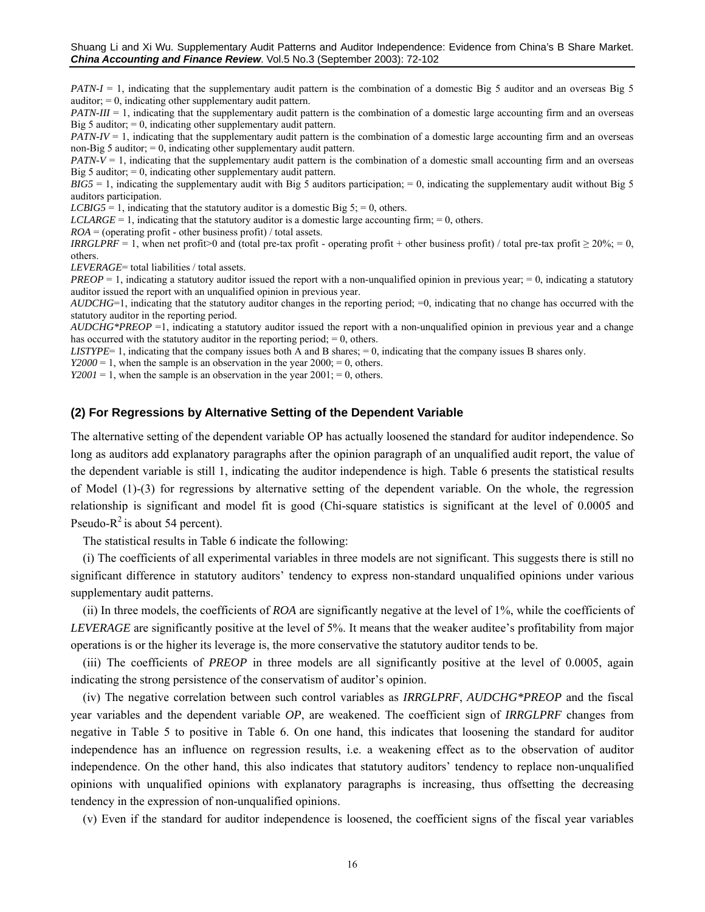*PATN-I* = 1, indicating that the supplementary audit pattern is the combination of a domestic Big 5 auditor and an overseas Big 5 auditor; = 0, indicating other supplementary audit pattern.
*PATN-III* = 1, indicating that the supplementary audit pattern is the combination of a domestic large accounting firm and an overseas Big 5 auditor; = 0, indicating other supplementary audit pattern.
*PATN-IV* = 1, indicating that the supplementary audit pattern is the combination of a domestic large accounting firm and an overseas non-Big 5 auditor; = 0, indicating other supplementary audit pattern.
*PATN-V* = 1, indicating that the supplementary audit pattern is the combination of a domestic small accounting firm and an overseas Big 5 auditor; = 0, indicating other supplementary audit pattern.
*BIG5* = 1, indicating the supplementary audit with Big 5 auditors participation; = 0, indicating the supplementary audit without Big 5 auditors participation.
*LCBIG5* = 1, indicating that the statutory auditor is a domestic Big 5; = 0, others.
*LCLARGE* = 1, indicating that the statutory auditor is a domestic large accounting firm; = 0, others.
*ROA* = (operating profit - other business profit) / total assets.
*IRRGLPRF* = 1, when net profit>0 and (total pre-tax profit - operating profit + other business profit) / total pre-tax profit ≥ 20%; = 0, others.
*LEVERAGE*= total liabilities / total assets.
*PREOP* = 1, indicating a statutory auditor issued the report with a non-unqualified opinion in previous year; = 0, indicating a statutory auditor issued the report with an unqualified opinion in previous year.
*AUDCHG*=1, indicating that the statutory auditor changes in the reporting period; =0, indicating that no change has occurred with the statutory auditor in the reporting period.
*AUDCHG*PREOP* =1, indicating a statutory auditor issued the report with a non-unqualified opinion in previous year and a change has occurred with the statutory auditor in the reporting period; = 0, others.
*LISTYPE*= 1, indicating that the company issues both A and B shares; = 0, indicating that the company issues B shares only.
*Y2000* = 1, when the sample is an observation in the year 2000; = 0, others.
*Y2001* = 1, when the sample is an observation in the year 2001; = 0, others.

### (2) For Regressions by Alternative Setting of the Dependent Variable

The alternative setting of the dependent variable OP has actually loosened the standard for auditor independence. So long as auditors add explanatory paragraphs after the opinion paragraph of an unqualified audit report, the value of the dependent variable is still 1, indicating the auditor independence is high. Table 6 presents the statistical results of Model (1)-(3) for regressions by alternative setting of the dependent variable. On the whole, the regression relationship is significant and model fit is good (Chi-square statistics is significant at the level of 0.0005 and Pseudo-$R^2$ is about 54 percent).

The statistical results in Table 6 indicate the following:

(i) The coefficients of all experimental variables in three models are not significant. This suggests there is still no significant difference in statutory auditors' tendency to express non-standard unqualified opinions under various supplementary audit patterns.

(ii) In three models, the coefficients of *ROA* are significantly negative at the level of 1%, while the coefficients of *LEVERAGE* are significantly positive at the level of 5%. It means that the weaker auditee's profitability from major operations is or the higher its leverage is, the more conservative the statutory auditor tends to be.

(iii) The coefficients of *PREOP* in three models are all significantly positive at the level of 0.0005, again indicating the strong persistence of the conservatism of auditor's opinion.

(iv) The negative correlation between such control variables as *IRRGLPRF*, *AUDCHG*PREOP* and the fiscal year variables and the dependent variable *OP*, are weakened. The coefficient sign of *IRRGLPRF* changes from negative in Table 5 to positive in Table 6. On one hand, this indicates that loosening the standard for auditor independence has an influence on regression results, i.e. a weakening effect as to the observation of auditor independence. On the other hand, this also indicates that statutory auditors' tendency to replace non-unqualified opinions with unqualified opinions with explanatory paragraphs is increasing, thus offsetting the decreasing tendency in the expression of non-unqualified opinions.

(v) Even if the standard for auditor independence is loosened, the coefficient signs of the fiscal year variables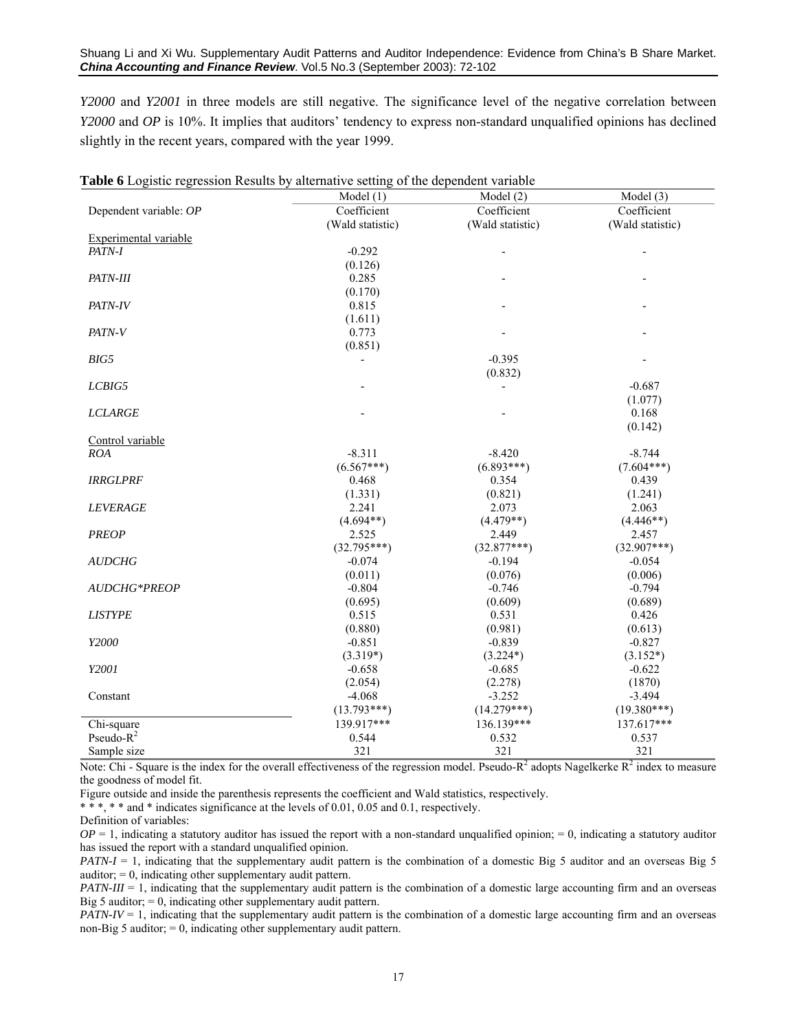*Y2000* and *Y2001* in three models are still negative. The significance level of the negative correlation between *Y2000* and *OP* is 10%. It implies that auditors' tendency to express non-standard unqualified opinions has declined slightly in the recent years, compared with the year 1999.

**Table 6** Logistic regression Results by alternative setting of the dependent variable

| | Model (1) | Model (2) | Model (3) |
|---|---|---|---|
| Dependent variable: *OP* | Coefficient (Wald statistic) | Coefficient (Wald statistic) | Coefficient (Wald statistic) |
| Experimental variable | | | |
| *PATN-I* | -0.292 | - | - |
| | (0.126) | | |
| *PATN-III* | 0.285 | - | - |
| | (0.170) | | |
| *PATN-IV* | 0.815 | - | - |
| | (1.611) | | |
| *PATN-V* | 0.773 | - | - |
| | (0.851) | | |
| *BIG5* | - | -0.395 | - |
| | | (0.832) | |
| *LCBIG5* | - | - | -0.687 |
| | | | (1.077) |
| *LCLARGE* | - | - | 0.168 |
| | | | (0.142) |
| Control variable | | | |
| *ROA* | -8.311 | -8.420 | -8.744 |
| | (6.567***) | (6.893***) | (7.604***) |
| *IRRGLPRF* | 0.468 | 0.354 | 0.439 |
| | (1.331) | (0.821) | (1.241) |
| *LEVERAGE* | 2.241 | 2.073 | 2.063 |
| | (4.694**) | (4.479**) | (4.446**) |
| *PREOP* | 2.525 | 2.449 | 2.457 |
| | (32.795***) | (32.877***) | (32.907***) |
| *AUDCHG* | -0.074 | -0.194 | -0.054 |
| | (0.011) | (0.076) | (0.006) |
| *AUDCHG\*PREOP* | -0.804 | -0.746 | -0.794 |
| | (0.695) | (0.609) | (0.689) |
| *LISTYPE* | 0.515 | 0.531 | 0.426 |
| | (0.880) | (0.981) | (0.613) |
| *Y2000* | -0.851 | -0.839 | -0.827 |
| | (3.319*) | (3.224*) | (3.152*) |
| *Y2001* | -0.658 | -0.685 | -0.622 |
| | (2.054) | (2.278) | (1870) |
| Constant | -4.068 | -3.252 | -3.494 |
| | (13.793***) | (14.279***) | (19.380***) |
| Chi-square | 139.917*** | 136.139*** | 137.617*** |
| Pseudo-$R^2$ | 0.544 | 0.532 | 0.537 |
| Sample size | 321 | 321 | 321 |

Note: Chi - Square is the index for the overall effectiveness of the regression model. Pseudo-$R^2$ adopts Nagelkerke $R^2$ index to measure the goodness of model fit.

Figure outside and inside the parenthesis represents the coefficient and Wald statistics, respectively.

\* \* \*, \* \* and \* indicates significance at the levels of 0.01, 0.05 and 0.1, respectively.

Definition of variables:

*OP* = 1, indicating a statutory auditor has issued the report with a non-standard unqualified opinion; = 0, indicating a statutory auditor has issued the report with a standard unqualified opinion.

*PATN-I* = 1, indicating that the supplementary audit pattern is the combination of a domestic Big 5 auditor and an overseas Big 5 auditor; = 0, indicating other supplementary audit pattern.

*PATN-III* = 1, indicating that the supplementary audit pattern is the combination of a domestic large accounting firm and an overseas Big 5 auditor; = 0, indicating other supplementary audit pattern.

*PATN-IV* = 1, indicating that the supplementary audit pattern is the combination of a domestic large accounting firm and an overseas non-Big 5 auditor; = 0, indicating other supplementary audit pattern.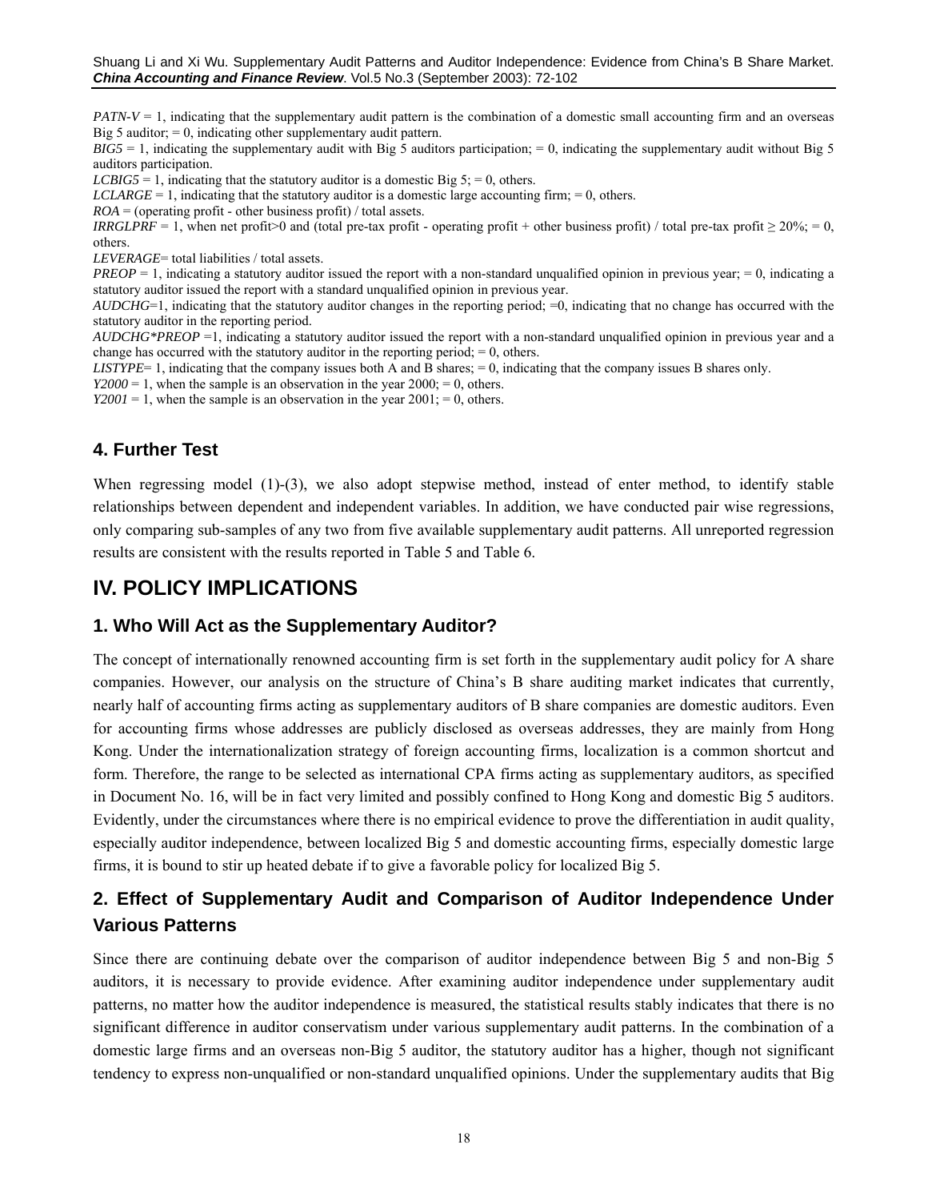*PATN-V* = 1, indicating that the supplementary audit pattern is the combination of a domestic small accounting firm and an overseas Big 5 auditor; = 0, indicating other supplementary audit pattern.

*BIG5* = 1, indicating the supplementary audit with Big 5 auditors participation; = 0, indicating the supplementary audit without Big 5 auditors participation.

*LCBIG5* = 1, indicating that the statutory auditor is a domestic Big 5; = 0, others.

*LCLARGE* = 1, indicating that the statutory auditor is a domestic large accounting firm; = 0, others.

*ROA* = (operating profit - other business profit) / total assets.

*IRRGLPRF* = 1, when net profit>0 and (total pre-tax profit - operating profit + other business profit) / total pre-tax profit ≥ 20%; = 0, others.

*LEVERAGE*= total liabilities / total assets.

*PREOP* = 1, indicating a statutory auditor issued the report with a non-standard unqualified opinion in previous year; = 0, indicating a statutory auditor issued the report with a standard unqualified opinion in previous year.

*AUDCHG*=1, indicating that the statutory auditor changes in the reporting period; =0, indicating that no change has occurred with the statutory auditor in the reporting period.

*AUDCHG*PREOP* =1, indicating a statutory auditor issued the report with a non-standard unqualified opinion in previous year and a change has occurred with the statutory auditor in the reporting period; = 0, others.

*LISTYPE*= 1, indicating that the company issues both A and B shares; = 0, indicating that the company issues B shares only.

*Y2000* = 1, when the sample is an observation in the year 2000; = 0, others.

*Y2001* = 1, when the sample is an observation in the year 2001; = 0, others.

### 4. Further Test

When regressing model (1)-(3), we also adopt stepwise method, instead of enter method, to identify stable relationships between dependent and independent variables. In addition, we have conducted pair wise regressions, only comparing sub-samples of any two from five available supplementary audit patterns. All unreported regression results are consistent with the results reported in Table 5 and Table 6.

## IV. POLICY IMPLICATIONS

### 1. Who Will Act as the Supplementary Auditor?

The concept of internationally renowned accounting firm is set forth in the supplementary audit policy for A share companies. However, our analysis on the structure of China's B share auditing market indicates that currently, nearly half of accounting firms acting as supplementary auditors of B share companies are domestic auditors. Even for accounting firms whose addresses are publicly disclosed as overseas addresses, they are mainly from Hong Kong. Under the internationalization strategy of foreign accounting firms, localization is a common shortcut and form. Therefore, the range to be selected as international CPA firms acting as supplementary auditors, as specified in Document No. 16, will be in fact very limited and possibly confined to Hong Kong and domestic Big 5 auditors. Evidently, under the circumstances where there is no empirical evidence to prove the differentiation in audit quality, especially auditor independence, between localized Big 5 and domestic accounting firms, especially domestic large firms, it is bound to stir up heated debate if to give a favorable policy for localized Big 5.

### 2. Effect of Supplementary Audit and Comparison of Auditor Independence Under Various Patterns

Since there are continuing debate over the comparison of auditor independence between Big 5 and non-Big 5 auditors, it is necessary to provide evidence. After examining auditor independence under supplementary audit patterns, no matter how the auditor independence is measured, the statistical results stably indicates that there is no significant difference in auditor conservatism under various supplementary audit patterns. In the combination of a domestic large firms and an overseas non-Big 5 auditor, the statutory auditor has a higher, though not significant tendency to express non-unqualified or non-standard unqualified opinions. Under the supplementary audits that Big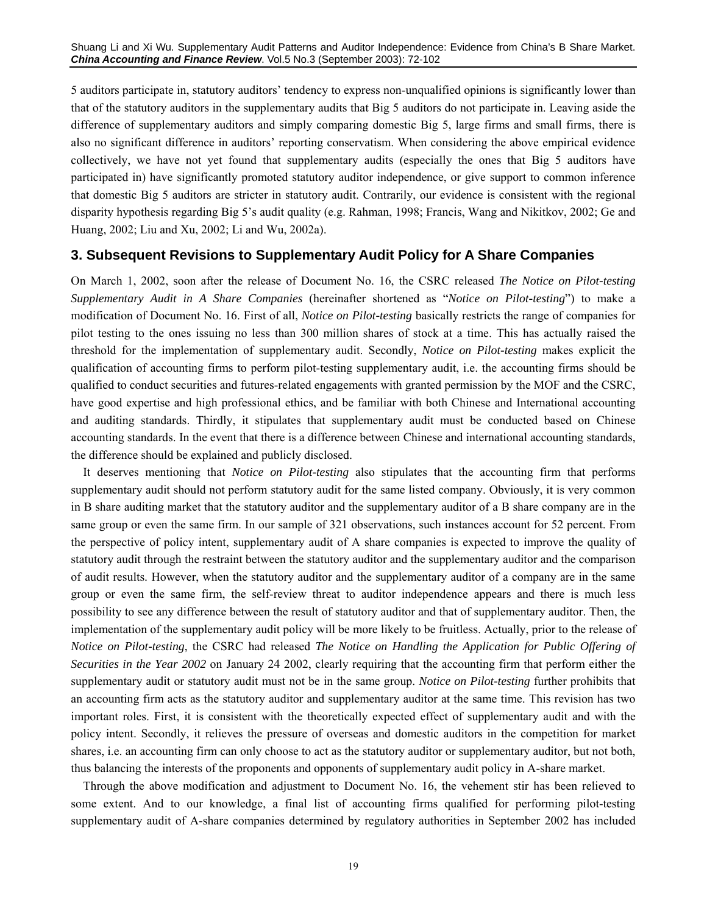5 auditors participate in, statutory auditors' tendency to express non-unqualified opinions is significantly lower than that of the statutory auditors in the supplementary audits that Big 5 auditors do not participate in. Leaving aside the difference of supplementary auditors and simply comparing domestic Big 5, large firms and small firms, there is also no significant difference in auditors' reporting conservatism. When considering the above empirical evidence collectively, we have not yet found that supplementary audits (especially the ones that Big 5 auditors have participated in) have significantly promoted statutory auditor independence, or give support to common inference that domestic Big 5 auditors are stricter in statutory audit. Contrarily, our evidence is consistent with the regional disparity hypothesis regarding Big 5's audit quality (e.g. Rahman, 1998; Francis, Wang and Nikitkov, 2002; Ge and Huang, 2002; Liu and Xu, 2002; Li and Wu, 2002a).

## 3. Subsequent Revisions to Supplementary Audit Policy for A Share Companies

On March 1, 2002, soon after the release of Document No. 16, the CSRC released *The Notice on Pilot-testing Supplementary Audit in A Share Companies* (hereinafter shortened as "*Notice on Pilot-testing*") to make a modification of Document No. 16. First of all, *Notice on Pilot-testing* basically restricts the range of companies for pilot testing to the ones issuing no less than 300 million shares of stock at a time. This has actually raised the threshold for the implementation of supplementary audit. Secondly, *Notice on Pilot-testing* makes explicit the qualification of accounting firms to perform pilot-testing supplementary audit, i.e. the accounting firms should be qualified to conduct securities and futures-related engagements with granted permission by the MOF and the CSRC, have good expertise and high professional ethics, and be familiar with both Chinese and International accounting and auditing standards. Thirdly, it stipulates that supplementary audit must be conducted based on Chinese accounting standards. In the event that there is a difference between Chinese and international accounting standards, the difference should be explained and publicly disclosed.

It deserves mentioning that *Notice on Pilot-testing* also stipulates that the accounting firm that performs supplementary audit should not perform statutory audit for the same listed company. Obviously, it is very common in B share auditing market that the statutory auditor and the supplementary auditor of a B share company are in the same group or even the same firm. In our sample of 321 observations, such instances account for 52 percent. From the perspective of policy intent, supplementary audit of A share companies is expected to improve the quality of statutory audit through the restraint between the statutory auditor and the supplementary auditor and the comparison of audit results. However, when the statutory auditor and the supplementary auditor of a company are in the same group or even the same firm, the self-review threat to auditor independence appears and there is much less possibility to see any difference between the result of statutory auditor and that of supplementary auditor. Then, the implementation of the supplementary audit policy will be more likely to be fruitless. Actually, prior to the release of *Notice on Pilot-testing*, the CSRC had released *The Notice on Handling the Application for Public Offering of Securities in the Year 2002* on January 24 2002, clearly requiring that the accounting firm that perform either the supplementary audit or statutory audit must not be in the same group. *Notice on Pilot-testing* further prohibits that an accounting firm acts as the statutory auditor and supplementary auditor at the same time. This revision has two important roles. First, it is consistent with the theoretically expected effect of supplementary audit and with the policy intent. Secondly, it relieves the pressure of overseas and domestic auditors in the competition for market shares, i.e. an accounting firm can only choose to act as the statutory auditor or supplementary auditor, but not both, thus balancing the interests of the proponents and opponents of supplementary audit policy in A-share market.

Through the above modification and adjustment to Document No. 16, the vehement stir has been relieved to some extent. And to our knowledge, a final list of accounting firms qualified for performing pilot-testing supplementary audit of A-share companies determined by regulatory authorities in September 2002 has included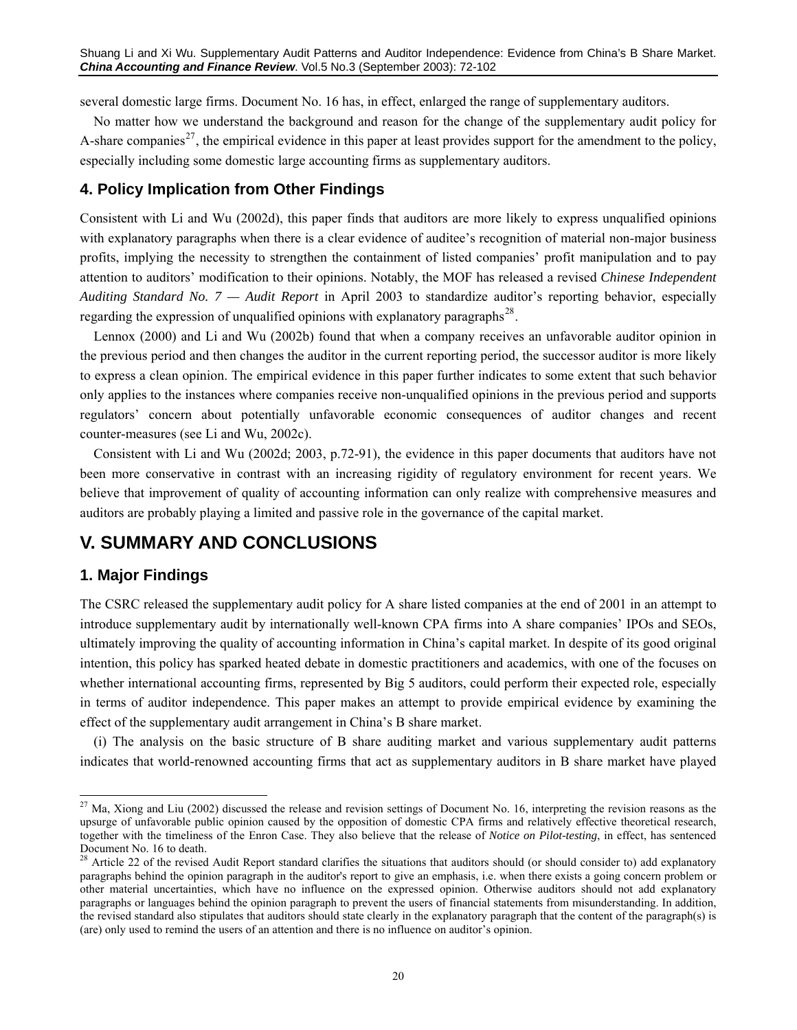several domestic large firms. Document No. 16 has, in effect, enlarged the range of supplementary auditors.

No matter how we understand the background and reason for the change of the supplementary audit policy for A-share companies[27], the empirical evidence in this paper at least provides support for the amendment to the policy, especially including some domestic large accounting firms as supplementary auditors.

### 4. Policy Implication from Other Findings

Consistent with Li and Wu (2002d), this paper finds that auditors are more likely to express unqualified opinions with explanatory paragraphs when there is a clear evidence of auditee's recognition of material non-major business profits, implying the necessity to strengthen the containment of listed companies' profit manipulation and to pay attention to auditors' modification to their opinions. Notably, the MOF has released a revised *Chinese Independent Auditing Standard No. 7 — Audit Report* in April 2003 to standardize auditor's reporting behavior, especially regarding the expression of unqualified opinions with explanatory paragraphs[28].

Lennox (2000) and Li and Wu (2002b) found that when a company receives an unfavorable auditor opinion in the previous period and then changes the auditor in the current reporting period, the successor auditor is more likely to express a clean opinion. The empirical evidence in this paper further indicates to some extent that such behavior only applies to the instances where companies receive non-unqualified opinions in the previous period and supports regulators' concern about potentially unfavorable economic consequences of auditor changes and recent counter-measures (see Li and Wu, 2002c).

Consistent with Li and Wu (2002d; 2003, p.72-91), the evidence in this paper documents that auditors have not been more conservative in contrast with an increasing rigidity of regulatory environment for recent years. We believe that improvement of quality of accounting information can only realize with comprehensive measures and auditors are probably playing a limited and passive role in the governance of the capital market.

## V. SUMMARY AND CONCLUSIONS

### 1. Major Findings

The CSRC released the supplementary audit policy for A share listed companies at the end of 2001 in an attempt to introduce supplementary audit by internationally well-known CPA firms into A share companies' IPOs and SEOs, ultimately improving the quality of accounting information in China's capital market. In despite of its good original intention, this policy has sparked heated debate in domestic practitioners and academics, with one of the focuses on whether international accounting firms, represented by Big 5 auditors, could perform their expected role, especially in terms of auditor independence. This paper makes an attempt to provide empirical evidence by examining the effect of the supplementary audit arrangement in China's B share market.

(i) The analysis on the basic structure of B share auditing market and various supplementary audit patterns indicates that world-renowned accounting firms that act as supplementary auditors in B share market have played

---

[27] Ma, Xiong and Liu (2002) discussed the release and revision settings of Document No. 16, interpreting the revision reasons as the upsurge of unfavorable public opinion caused by the opposition of domestic CPA firms and relatively effective theoretical research, together with the timeliness of the Enron Case. They also believe that the release of *Notice on Pilot-testing*, in effect, has sentenced Document No. 16 to death.

[28] Article 22 of the revised Audit Report standard clarifies the situations that auditors should (or should consider to) add explanatory paragraphs behind the opinion paragraph in the auditor's report to give an emphasis, i.e. when there exists a going concern problem or other material uncertainties, which have no influence on the expressed opinion. Otherwise auditors should not add explanatory paragraphs or languages behind the opinion paragraph to prevent the users of financial statements from misunderstanding. In addition, the revised standard also stipulates that auditors should state clearly in the explanatory paragraph that the content of the paragraph(s) is (are) only used to remind the users of an attention and there is no influence on auditor's opinion.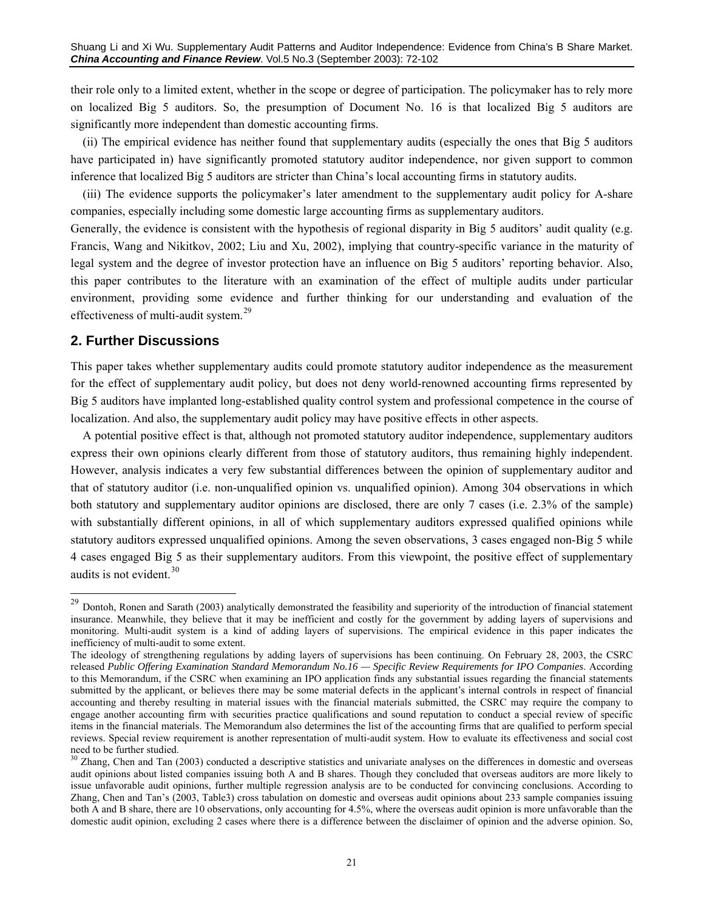their role only to a limited extent, whether in the scope or degree of participation. The policymaker has to rely more on localized Big 5 auditors. So, the presumption of Document No. 16 is that localized Big 5 auditors are significantly more independent than domestic accounting firms.

(ii) The empirical evidence has neither found that supplementary audits (especially the ones that Big 5 auditors have participated in) have significantly promoted statutory auditor independence, nor given support to common inference that localized Big 5 auditors are stricter than China's local accounting firms in statutory audits.

(iii) The evidence supports the policymaker's later amendment to the supplementary audit policy for A-share companies, especially including some domestic large accounting firms as supplementary auditors.

Generally, the evidence is consistent with the hypothesis of regional disparity in Big 5 auditors' audit quality (e.g. Francis, Wang and Nikitkov, 2002; Liu and Xu, 2002), implying that country-specific variance in the maturity of legal system and the degree of investor protection have an influence on Big 5 auditors' reporting behavior. Also, this paper contributes to the literature with an examination of the effect of multiple audits under particular environment, providing some evidence and further thinking for our understanding and evaluation of the effectiveness of multi-audit system.[29]

## 2. Further Discussions

This paper takes whether supplementary audits could promote statutory auditor independence as the measurement for the effect of supplementary audit policy, but does not deny world-renowned accounting firms represented by Big 5 auditors have implanted long-established quality control system and professional competence in the course of localization. And also, the supplementary audit policy may have positive effects in other aspects.

A potential positive effect is that, although not promoted statutory auditor independence, supplementary auditors express their own opinions clearly different from those of statutory auditors, thus remaining highly independent. However, analysis indicates a very few substantial differences between the opinion of supplementary auditor and that of statutory auditor (i.e. non-unqualified opinion vs. unqualified opinion). Among 304 observations in which both statutory and supplementary auditor opinions are disclosed, there are only 7 cases (i.e. 2.3% of the sample) with substantially different opinions, in all of which supplementary auditors expressed qualified opinions while statutory auditors expressed unqualified opinions. Among the seven observations, 3 cases engaged non-Big 5 while 4 cases engaged Big 5 as their supplementary auditors. From this viewpoint, the positive effect of supplementary audits is not evident.[30]

---

[29] Dontoh, Ronen and Sarath (2003) analytically demonstrated the feasibility and superiority of the introduction of financial statement insurance. Meanwhile, they believe that it may be inefficient and costly for the government by adding layers of supervisions and monitoring. Multi-audit system is a kind of adding layers of supervisions. The empirical evidence in this paper indicates the inefficiency of multi-audit to some extent.

The ideology of strengthening regulations by adding layers of supervisions has been continuing. On February 28, 2003, the CSRC released *Public Offering Examination Standard Memorandum No.16 — Specific Review Requirements for IPO Companies*. According to this Memorandum, if the CSRC when examining an IPO application finds any substantial issues regarding the financial statements submitted by the applicant, or believes there may be some material defects in the applicant's internal controls in respect of financial accounting and thereby resulting in material issues with the financial materials submitted, the CSRC may require the company to engage another accounting firm with securities practice qualifications and sound reputation to conduct a special review of specific items in the financial materials. The Memorandum also determines the list of the accounting firms that are qualified to perform special reviews. Special review requirement is another representation of multi-audit system. How to evaluate its effectiveness and social cost need to be further studied.

[30] Zhang, Chen and Tan (2003) conducted a descriptive statistics and univariate analyses on the differences in domestic and overseas audit opinions about listed companies issuing both A and B shares. Though they concluded that overseas auditors are more likely to issue unfavorable audit opinions, further multiple regression analysis are to be conducted for convincing conclusions. According to Zhang, Chen and Tan's (2003, Table3) cross tabulation on domestic and overseas audit opinions about 233 sample companies issuing both A and B share, there are 10 observations, only accounting for 4.5%, where the overseas audit opinion is more unfavorable than the domestic audit opinion, excluding 2 cases where there is a difference between the disclaimer of opinion and the adverse opinion. So,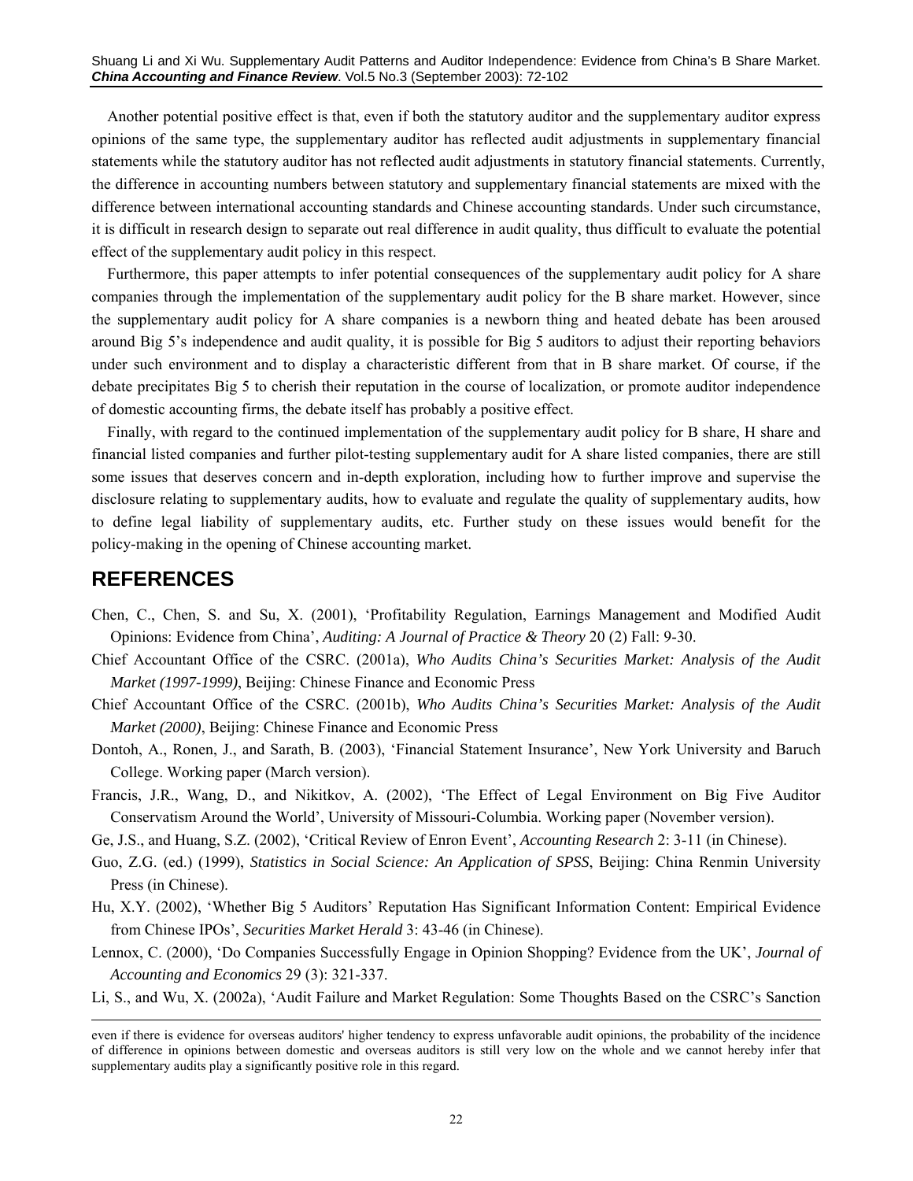Another potential positive effect is that, even if both the statutory auditor and the supplementary auditor express opinions of the same type, the supplementary auditor has reflected audit adjustments in supplementary financial statements while the statutory auditor has not reflected audit adjustments in statutory financial statements. Currently, the difference in accounting numbers between statutory and supplementary financial statements are mixed with the difference between international accounting standards and Chinese accounting standards. Under such circumstance, it is difficult in research design to separate out real difference in audit quality, thus difficult to evaluate the potential effect of the supplementary audit policy in this respect.

Furthermore, this paper attempts to infer potential consequences of the supplementary audit policy for A share companies through the implementation of the supplementary audit policy for the B share market. However, since the supplementary audit policy for A share companies is a newborn thing and heated debate has been aroused around Big 5's independence and audit quality, it is possible for Big 5 auditors to adjust their reporting behaviors under such environment and to display a characteristic different from that in B share market. Of course, if the debate precipitates Big 5 to cherish their reputation in the course of localization, or promote auditor independence of domestic accounting firms, the debate itself has probably a positive effect.

Finally, with regard to the continued implementation of the supplementary audit policy for B share, H share and financial listed companies and further pilot-testing supplementary audit for A share listed companies, there are still some issues that deserves concern and in-depth exploration, including how to further improve and supervise the disclosure relating to supplementary audits, how to evaluate and regulate the quality of supplementary audits, how to define legal liability of supplementary audits, etc. Further study on these issues would benefit for the policy-making in the opening of Chinese accounting market.

## REFERENCES

Chen, C., Chen, S. and Su, X. (2001), 'Profitability Regulation, Earnings Management and Modified Audit Opinions: Evidence from China', *Auditing: A Journal of Practice & Theory* 20 (2) Fall: 9-30.

Chief Accountant Office of the CSRC. (2001a), *Who Audits China's Securities Market: Analysis of the Audit Market (1997-1999)*, Beijing: Chinese Finance and Economic Press

Chief Accountant Office of the CSRC. (2001b), *Who Audits China's Securities Market: Analysis of the Audit Market (2000)*, Beijing: Chinese Finance and Economic Press

Dontoh, A., Ronen, J., and Sarath, B. (2003), 'Financial Statement Insurance', New York University and Baruch College. Working paper (March version).

Francis, J.R., Wang, D., and Nikitkov, A. (2002), 'The Effect of Legal Environment on Big Five Auditor Conservatism Around the World', University of Missouri-Columbia. Working paper (November version).

Ge, J.S., and Huang, S.Z. (2002), 'Critical Review of Enron Event', *Accounting Research* 2: 3-11 (in Chinese).

Guo, Z.G. (ed.) (1999), *Statistics in Social Science: An Application of SPSS*, Beijing: China Renmin University Press (in Chinese).

Hu, X.Y. (2002), 'Whether Big 5 Auditors' Reputation Has Significant Information Content: Empirical Evidence from Chinese IPOs', *Securities Market Herald* 3: 43-46 (in Chinese).

Lennox, C. (2000), 'Do Companies Successfully Engage in Opinion Shopping? Evidence from the UK', *Journal of Accounting and Economics* 29 (3): 321-337.

Li, S., and Wu, X. (2002a), 'Audit Failure and Market Regulation: Some Thoughts Based on the CSRC's Sanction

---

even if there is evidence for overseas auditors' higher tendency to express unfavorable audit opinions, the probability of the incidence of difference in opinions between domestic and overseas auditors is still very low on the whole and we cannot hereby infer that supplementary audits play a significantly positive role in this regard.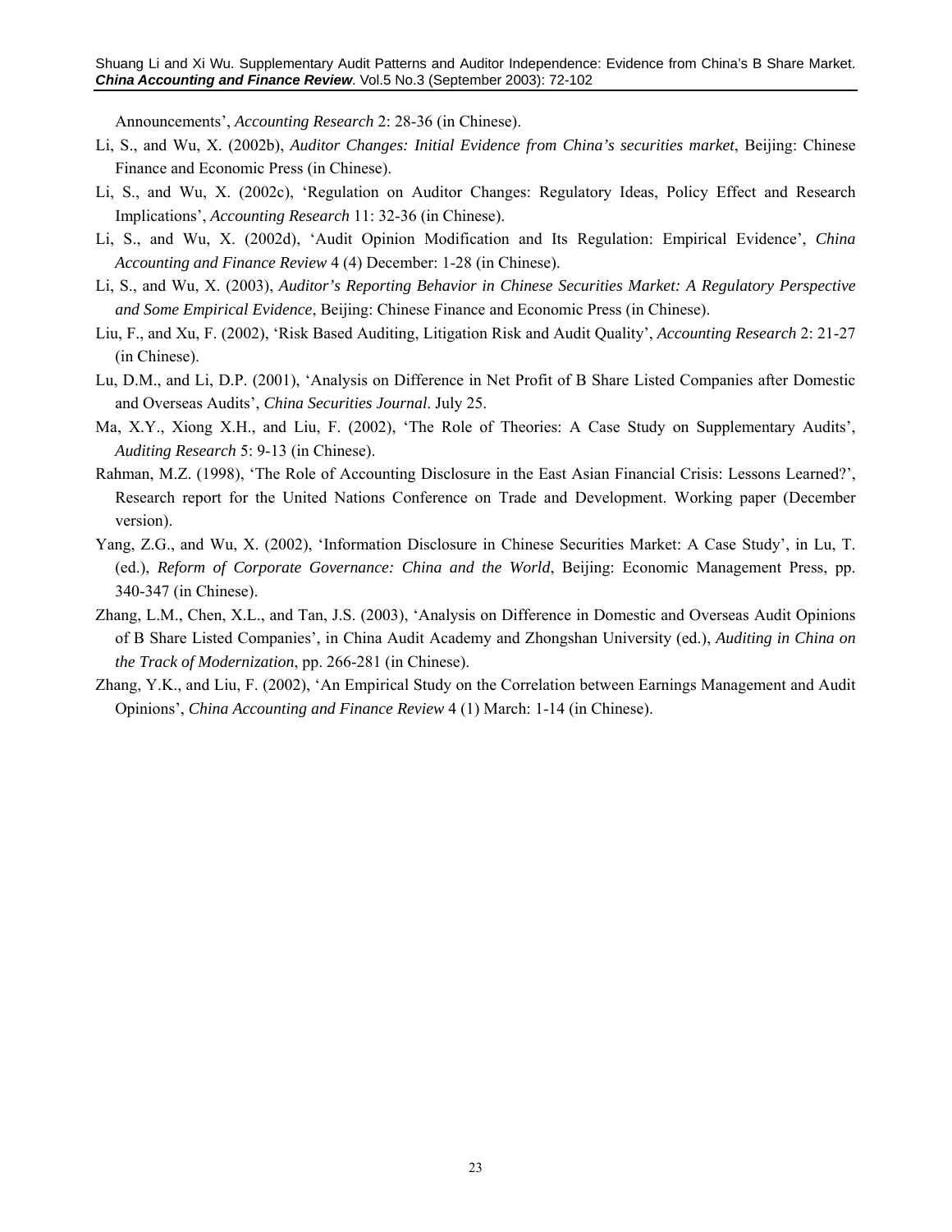Announcements', *Accounting Research* 2: 28-36 (in Chinese).

Li, S., and Wu, X. (2002b), *Auditor Changes: Initial Evidence from China's securities market*, Beijing: Chinese Finance and Economic Press (in Chinese).

Li, S., and Wu, X. (2002c), 'Regulation on Auditor Changes: Regulatory Ideas, Policy Effect and Research Implications', *Accounting Research* 11: 32-36 (in Chinese).

Li, S., and Wu, X. (2002d), 'Audit Opinion Modification and Its Regulation: Empirical Evidence', *China Accounting and Finance Review* 4 (4) December: 1-28 (in Chinese).

Li, S., and Wu, X. (2003), *Auditor's Reporting Behavior in Chinese Securities Market: A Regulatory Perspective and Some Empirical Evidence*, Beijing: Chinese Finance and Economic Press (in Chinese).

Liu, F., and Xu, F. (2002), 'Risk Based Auditing, Litigation Risk and Audit Quality', *Accounting Research* 2: 21-27 (in Chinese).

Lu, D.M., and Li, D.P. (2001), 'Analysis on Difference in Net Profit of B Share Listed Companies after Domestic and Overseas Audits', *China Securities Journal*. July 25.

Ma, X.Y., Xiong X.H., and Liu, F. (2002), 'The Role of Theories: A Case Study on Supplementary Audits', *Auditing Research* 5: 9-13 (in Chinese).

Rahman, M.Z. (1998), 'The Role of Accounting Disclosure in the East Asian Financial Crisis: Lessons Learned?', Research report for the United Nations Conference on Trade and Development. Working paper (December version).

Yang, Z.G., and Wu, X. (2002), 'Information Disclosure in Chinese Securities Market: A Case Study', in Lu, T. (ed.), *Reform of Corporate Governance: China and the World*, Beijing: Economic Management Press, pp. 340-347 (in Chinese).

Zhang, L.M., Chen, X.L., and Tan, J.S. (2003), 'Analysis on Difference in Domestic and Overseas Audit Opinions of B Share Listed Companies', in China Audit Academy and Zhongshan University (ed.), *Auditing in China on the Track of Modernization*, pp. 266-281 (in Chinese).

Zhang, Y.K., and Liu, F. (2002), 'An Empirical Study on the Correlation between Earnings Management and Audit Opinions', *China Accounting and Finance Review* 4 (1) March: 1-14 (in Chinese).